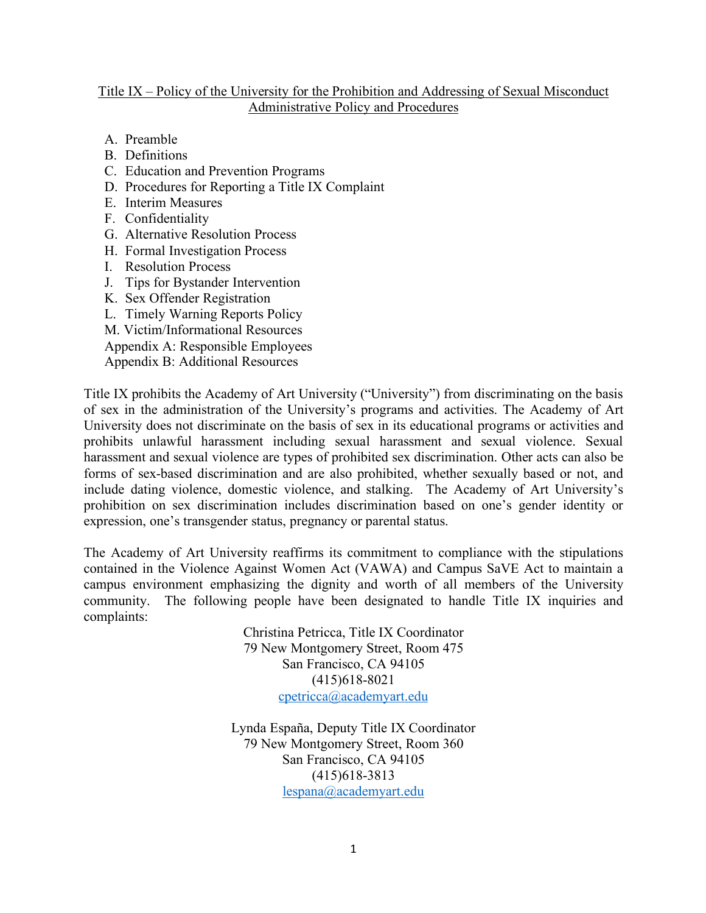# Title IX – Policy of the University for the Prohibition and Addressing of Sexual Misconduct Administrative Policy and Procedures

A. Preamble
B. Definitions
C. Education and Prevention Programs
D. Procedures for Reporting a Title IX Complaint
E. Interim Measures
F. Confidentiality
G. Alternative Resolution Process
H. Formal Investigation Process
I. Resolution Process
J. Tips for Bystander Intervention
K. Sex Offender Registration
L. Timely Warning Reports Policy
M. Victim/Informational Resources
Appendix A: Responsible Employees
Appendix B: Additional Resources

Title IX prohibits the Academy of Art University ("University") from discriminating on the basis of sex in the administration of the University's programs and activities. The Academy of Art University does not discriminate on the basis of sex in its educational programs or activities and prohibits unlawful harassment including sexual harassment and sexual violence. Sexual harassment and sexual violence are types of prohibited sex discrimination. Other acts can also be forms of sex-based discrimination and are also prohibited, whether sexually based or not, and include dating violence, domestic violence, and stalking. The Academy of Art University's prohibition on sex discrimination includes discrimination based on one's gender identity or expression, one's transgender status, pregnancy or parental status.

The Academy of Art University reaffirms its commitment to compliance with the stipulations contained in the Violence Against Women Act (VAWA) and Campus SaVE Act to maintain a campus environment emphasizing the dignity and worth of all members of the University community. The following people have been designated to handle Title IX inquiries and complaints:

Christina Petricca, Title IX Coordinator
79 New Montgomery Street, Room 475
San Francisco, CA 94105
(415)618-8021
cpetricca@academyart.edu

Lynda España, Deputy Title IX Coordinator
79 New Montgomery Street, Room 360
San Francisco, CA 94105
(415)618-3813
lespana@academyart.edu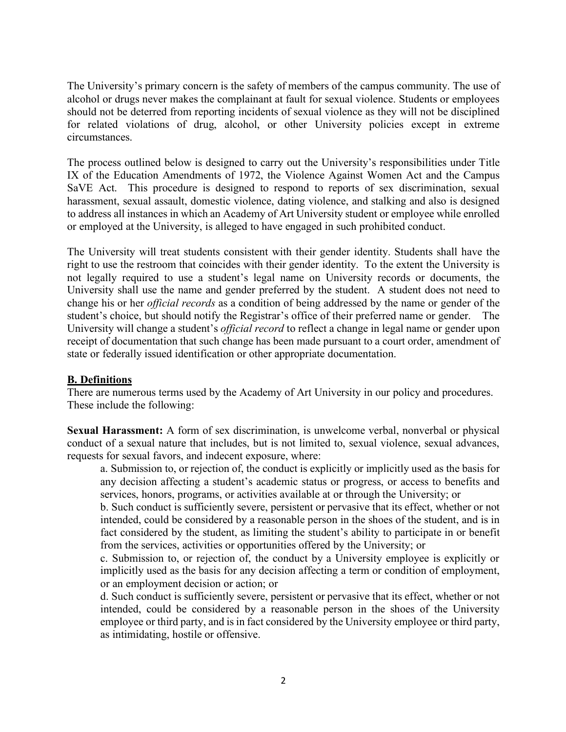The University's primary concern is the safety of members of the campus community. The use of alcohol or drugs never makes the complainant at fault for sexual violence. Students or employees should not be deterred from reporting incidents of sexual violence as they will not be disciplined for related violations of drug, alcohol, or other University policies except in extreme circumstances.

The process outlined below is designed to carry out the University's responsibilities under Title IX of the Education Amendments of 1972, the Violence Against Women Act and the Campus SaVE Act. This procedure is designed to respond to reports of sex discrimination, sexual harassment, sexual assault, domestic violence, dating violence, and stalking and also is designed to address all instances in which an Academy of Art University student or employee while enrolled or employed at the University, is alleged to have engaged in such prohibited conduct.

The University will treat students consistent with their gender identity. Students shall have the right to use the restroom that coincides with their gender identity. To the extent the University is not legally required to use a student's legal name on University records or documents, the University shall use the name and gender preferred by the student. A student does not need to change his or her *official records* as a condition of being addressed by the name or gender of the student's choice, but should notify the Registrar's office of their preferred name or gender. The University will change a student's *official record* to reflect a change in legal name or gender upon receipt of documentation that such change has been made pursuant to a court order, amendment of state or federally issued identification or other appropriate documentation.

## B. Definitions

There are numerous terms used by the Academy of Art University in our policy and procedures. These include the following:

**Sexual Harassment:** A form of sex discrimination, is unwelcome verbal, nonverbal or physical conduct of a sexual nature that includes, but is not limited to, sexual violence, sexual advances, requests for sexual favors, and indecent exposure, where:

a. Submission to, or rejection of, the conduct is explicitly or implicitly used as the basis for any decision affecting a student's academic status or progress, or access to benefits and services, honors, programs, or activities available at or through the University; or

b. Such conduct is sufficiently severe, persistent or pervasive that its effect, whether or not intended, could be considered by a reasonable person in the shoes of the student, and is in fact considered by the student, as limiting the student's ability to participate in or benefit from the services, activities or opportunities offered by the University; or

c. Submission to, or rejection of, the conduct by a University employee is explicitly or implicitly used as the basis for any decision affecting a term or condition of employment, or an employment decision or action; or

d. Such conduct is sufficiently severe, persistent or pervasive that its effect, whether or not intended, could be considered by a reasonable person in the shoes of the University employee or third party, and is in fact considered by the University employee or third party, as intimidating, hostile or offensive.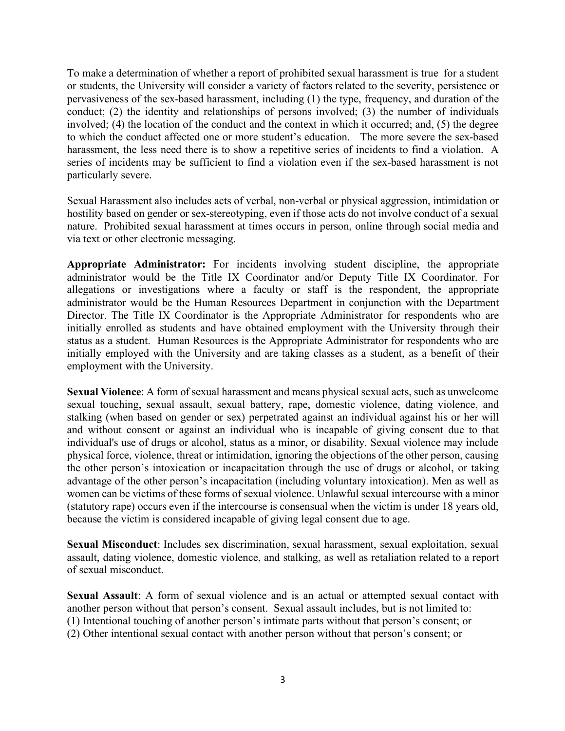To make a determination of whether a report of prohibited sexual harassment is true for a student or students, the University will consider a variety of factors related to the severity, persistence or pervasiveness of the sex-based harassment, including (1) the type, frequency, and duration of the conduct; (2) the identity and relationships of persons involved; (3) the number of individuals involved; (4) the location of the conduct and the context in which it occurred; and, (5) the degree to which the conduct affected one or more student's education. The more severe the sex-based harassment, the less need there is to show a repetitive series of incidents to find a violation. A series of incidents may be sufficient to find a violation even if the sex-based harassment is not particularly severe.

Sexual Harassment also includes acts of verbal, non-verbal or physical aggression, intimidation or hostility based on gender or sex-stereotyping, even if those acts do not involve conduct of a sexual nature. Prohibited sexual harassment at times occurs in person, online through social media and via text or other electronic messaging.

**Appropriate Administrator:** For incidents involving student discipline, the appropriate administrator would be the Title IX Coordinator and/or Deputy Title IX Coordinator. For allegations or investigations where a faculty or staff is the respondent, the appropriate administrator would be the Human Resources Department in conjunction with the Department Director. The Title IX Coordinator is the Appropriate Administrator for respondents who are initially enrolled as students and have obtained employment with the University through their status as a student. Human Resources is the Appropriate Administrator for respondents who are initially employed with the University and are taking classes as a student, as a benefit of their employment with the University.

**Sexual Violence**: A form of sexual harassment and means physical sexual acts, such as unwelcome sexual touching, sexual assault, sexual battery, rape, domestic violence, dating violence, and stalking (when based on gender or sex) perpetrated against an individual against his or her will and without consent or against an individual who is incapable of giving consent due to that individual's use of drugs or alcohol, status as a minor, or disability. Sexual violence may include physical force, violence, threat or intimidation, ignoring the objections of the other person, causing the other person's intoxication or incapacitation through the use of drugs or alcohol, or taking advantage of the other person's incapacitation (including voluntary intoxication). Men as well as women can be victims of these forms of sexual violence. Unlawful sexual intercourse with a minor (statutory rape) occurs even if the intercourse is consensual when the victim is under 18 years old, because the victim is considered incapable of giving legal consent due to age.

**Sexual Misconduct**: Includes sex discrimination, sexual harassment, sexual exploitation, sexual assault, dating violence, domestic violence, and stalking, as well as retaliation related to a report of sexual misconduct.

**Sexual Assault**: A form of sexual violence and is an actual or attempted sexual contact with another person without that person's consent. Sexual assault includes, but is not limited to:

(1) Intentional touching of another person's intimate parts without that person's consent; or

(2) Other intentional sexual contact with another person without that person's consent; or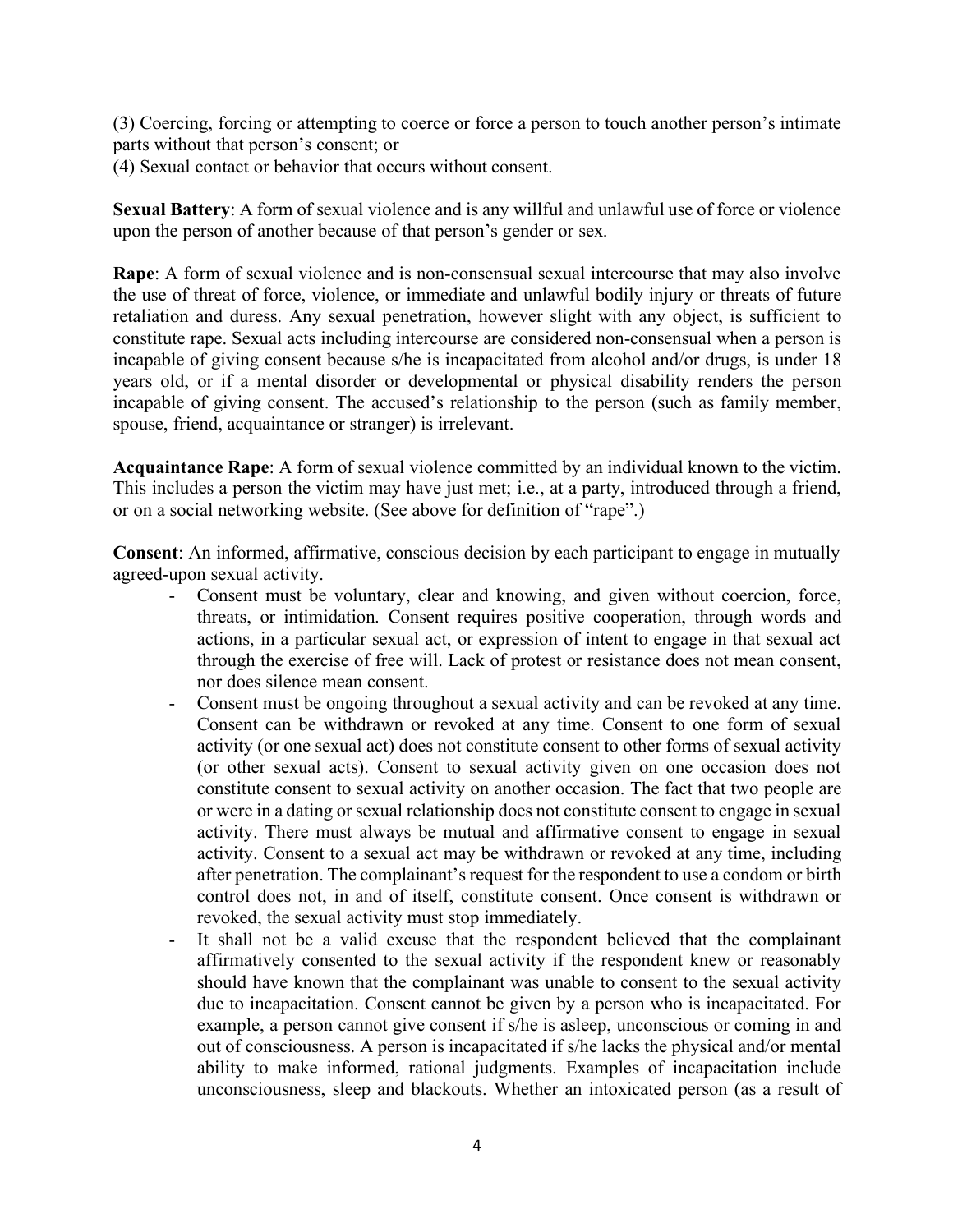(3) Coercing, forcing or attempting to coerce or force a person to touch another person's intimate parts without that person's consent; or
(4) Sexual contact or behavior that occurs without consent.

**Sexual Battery**: A form of sexual violence and is any willful and unlawful use of force or violence upon the person of another because of that person's gender or sex.

**Rape**: A form of sexual violence and is non-consensual sexual intercourse that may also involve the use of threat of force, violence, or immediate and unlawful bodily injury or threats of future retaliation and duress. Any sexual penetration, however slight with any object, is sufficient to constitute rape. Sexual acts including intercourse are considered non-consensual when a person is incapable of giving consent because s/he is incapacitated from alcohol and/or drugs, is under 18 years old, or if a mental disorder or developmental or physical disability renders the person incapable of giving consent. The accused's relationship to the person (such as family member, spouse, friend, acquaintance or stranger) is irrelevant.

**Acquaintance Rape**: A form of sexual violence committed by an individual known to the victim. This includes a person the victim may have just met; i.e., at a party, introduced through a friend, or on a social networking website. (See above for definition of "rape".)

**Consent**: An informed, affirmative, conscious decision by each participant to engage in mutually agreed-upon sexual activity.

- Consent must be voluntary, clear and knowing, and given without coercion, force, threats, or intimidation. Consent requires positive cooperation, through words and actions, in a particular sexual act, or expression of intent to engage in that sexual act through the exercise of free will. Lack of protest or resistance does not mean consent, nor does silence mean consent.
- Consent must be ongoing throughout a sexual activity and can be revoked at any time. Consent can be withdrawn or revoked at any time. Consent to one form of sexual activity (or one sexual act) does not constitute consent to other forms of sexual activity (or other sexual acts). Consent to sexual activity given on one occasion does not constitute consent to sexual activity on another occasion. The fact that two people are or were in a dating or sexual relationship does not constitute consent to engage in sexual activity. There must always be mutual and affirmative consent to engage in sexual activity. Consent to a sexual act may be withdrawn or revoked at any time, including after penetration. The complainant's request for the respondent to use a condom or birth control does not, in and of itself, constitute consent. Once consent is withdrawn or revoked, the sexual activity must stop immediately.
- It shall not be a valid excuse that the respondent believed that the complainant affirmatively consented to the sexual activity if the respondent knew or reasonably should have known that the complainant was unable to consent to the sexual activity due to incapacitation. Consent cannot be given by a person who is incapacitated. For example, a person cannot give consent if s/he is asleep, unconscious or coming in and out of consciousness. A person is incapacitated if s/he lacks the physical and/or mental ability to make informed, rational judgments. Examples of incapacitation include unconsciousness, sleep and blackouts. Whether an intoxicated person (as a result of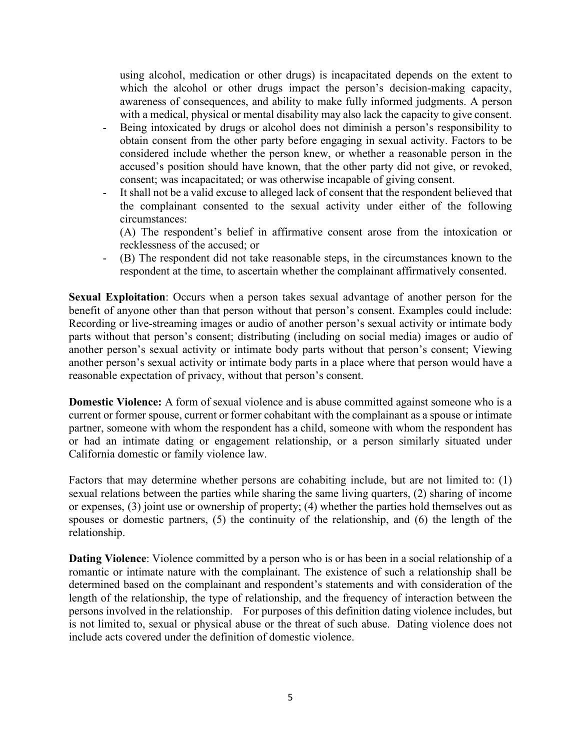using alcohol, medication or other drugs) is incapacitated depends on the extent to which the alcohol or other drugs impact the person's decision-making capacity, awareness of consequences, and ability to make fully informed judgments. A person with a medical, physical or mental disability may also lack the capacity to give consent.

- Being intoxicated by drugs or alcohol does not diminish a person's responsibility to obtain consent from the other party before engaging in sexual activity. Factors to be considered include whether the person knew, or whether a reasonable person in the accused's position should have known, that the other party did not give, or revoked, consent; was incapacitated; or was otherwise incapable of giving consent.
- It shall not be a valid excuse to alleged lack of consent that the respondent believed that the complainant consented to the sexual activity under either of the following circumstances:

  (A) The respondent's belief in affirmative consent arose from the intoxication or recklessness of the accused; or
- (B) The respondent did not take reasonable steps, in the circumstances known to the respondent at the time, to ascertain whether the complainant affirmatively consented.

**Sexual Exploitation**: Occurs when a person takes sexual advantage of another person for the benefit of anyone other than that person without that person's consent. Examples could include: Recording or live-streaming images or audio of another person's sexual activity or intimate body parts without that person's consent; distributing (including on social media) images or audio of another person's sexual activity or intimate body parts without that person's consent; Viewing another person's sexual activity or intimate body parts in a place where that person would have a reasonable expectation of privacy, without that person's consent.

**Domestic Violence:** A form of sexual violence and is abuse committed against someone who is a current or former spouse, current or former cohabitant with the complainant as a spouse or intimate partner, someone with whom the respondent has a child, someone with whom the respondent has or had an intimate dating or engagement relationship, or a person similarly situated under California domestic or family violence law.

Factors that may determine whether persons are cohabiting include, but are not limited to: (1) sexual relations between the parties while sharing the same living quarters, (2) sharing of income or expenses, (3) joint use or ownership of property; (4) whether the parties hold themselves out as spouses or domestic partners, (5) the continuity of the relationship, and (6) the length of the relationship.

**Dating Violence**: Violence committed by a person who is or has been in a social relationship of a romantic or intimate nature with the complainant. The existence of such a relationship shall be determined based on the complainant and respondent's statements and with consideration of the length of the relationship, the type of relationship, and the frequency of interaction between the persons involved in the relationship. For purposes of this definition dating violence includes, but is not limited to, sexual or physical abuse or the threat of such abuse. Dating violence does not include acts covered under the definition of domestic violence.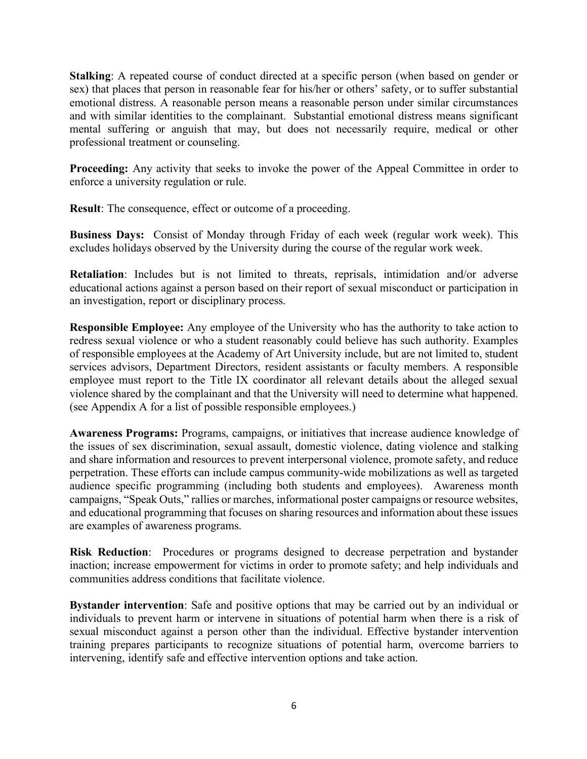**Stalking**: A repeated course of conduct directed at a specific person (when based on gender or sex) that places that person in reasonable fear for his/her or others' safety, or to suffer substantial emotional distress. A reasonable person means a reasonable person under similar circumstances and with similar identities to the complainant. Substantial emotional distress means significant mental suffering or anguish that may, but does not necessarily require, medical or other professional treatment or counseling.

**Proceeding:** Any activity that seeks to invoke the power of the Appeal Committee in order to enforce a university regulation or rule.

**Result**: The consequence, effect or outcome of a proceeding.

**Business Days:** Consist of Monday through Friday of each week (regular work week). This excludes holidays observed by the University during the course of the regular work week.

**Retaliation**: Includes but is not limited to threats, reprisals, intimidation and/or adverse educational actions against a person based on their report of sexual misconduct or participation in an investigation, report or disciplinary process.

**Responsible Employee:** Any employee of the University who has the authority to take action to redress sexual violence or who a student reasonably could believe has such authority. Examples of responsible employees at the Academy of Art University include, but are not limited to, student services advisors, Department Directors, resident assistants or faculty members. A responsible employee must report to the Title IX coordinator all relevant details about the alleged sexual violence shared by the complainant and that the University will need to determine what happened. (see Appendix A for a list of possible responsible employees.)

**Awareness Programs:** Programs, campaigns, or initiatives that increase audience knowledge of the issues of sex discrimination, sexual assault, domestic violence, dating violence and stalking and share information and resources to prevent interpersonal violence, promote safety, and reduce perpetration. These efforts can include campus community-wide mobilizations as well as targeted audience specific programming (including both students and employees). Awareness month campaigns, "Speak Outs," rallies or marches, informational poster campaigns or resource websites, and educational programming that focuses on sharing resources and information about these issues are examples of awareness programs.

**Risk Reduction**: Procedures or programs designed to decrease perpetration and bystander inaction; increase empowerment for victims in order to promote safety; and help individuals and communities address conditions that facilitate violence.

**Bystander intervention**: Safe and positive options that may be carried out by an individual or individuals to prevent harm or intervene in situations of potential harm when there is a risk of sexual misconduct against a person other than the individual. Effective bystander intervention training prepares participants to recognize situations of potential harm, overcome barriers to intervening, identify safe and effective intervention options and take action.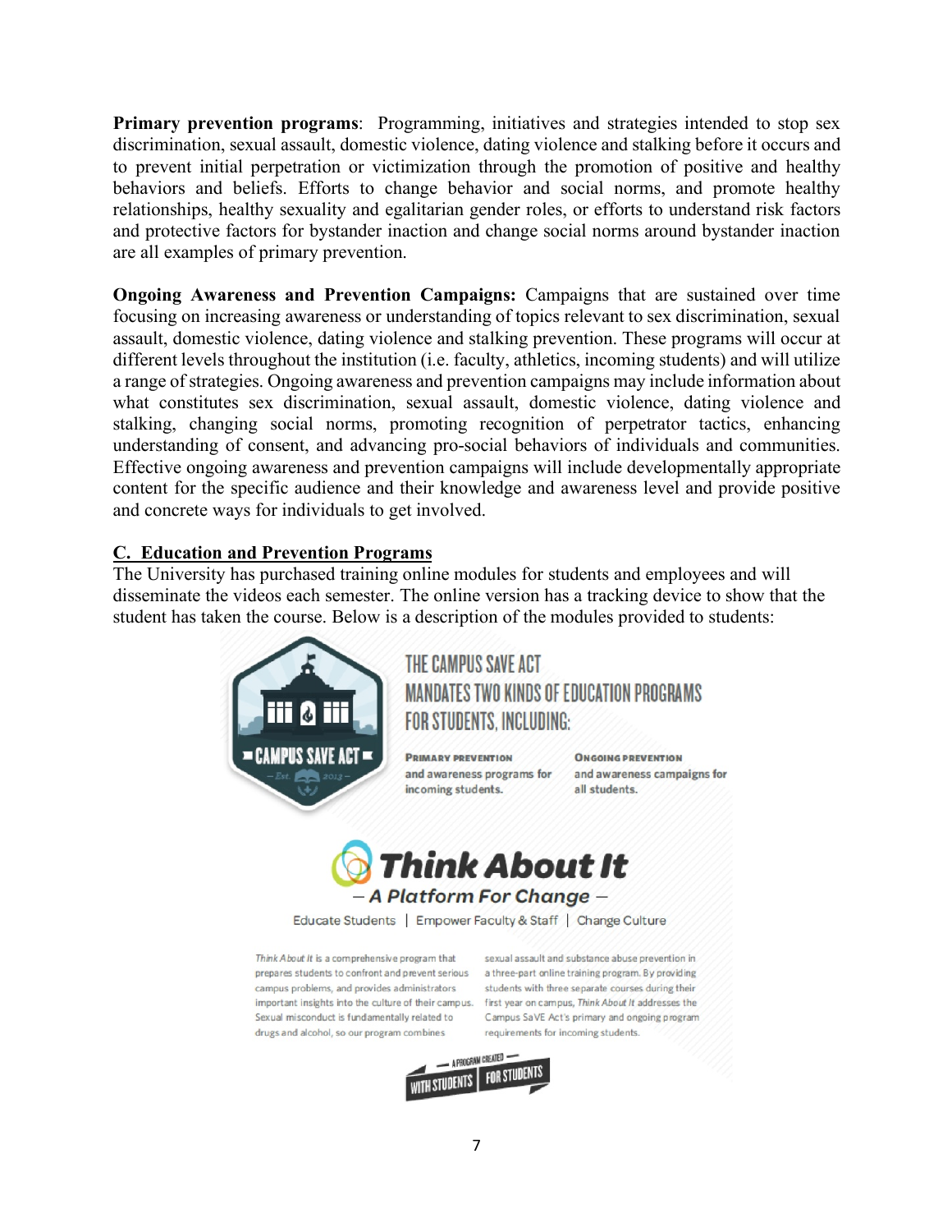**Primary prevention programs**: Programming, initiatives and strategies intended to stop sex discrimination, sexual assault, domestic violence, dating violence and stalking before it occurs and to prevent initial perpetration or victimization through the promotion of positive and healthy behaviors and beliefs. Efforts to change behavior and social norms, and promote healthy relationships, healthy sexuality and egalitarian gender roles, or efforts to understand risk factors and protective factors for bystander inaction and change social norms around bystander inaction are all examples of primary prevention.

**Ongoing Awareness and Prevention Campaigns:** Campaigns that are sustained over time focusing on increasing awareness or understanding of topics relevant to sex discrimination, sexual assault, domestic violence, dating violence and stalking prevention. These programs will occur at different levels throughout the institution (i.e. faculty, athletics, incoming students) and will utilize a range of strategies. Ongoing awareness and prevention campaigns may include information about what constitutes sex discrimination, sexual assault, domestic violence, dating violence and stalking, changing social norms, promoting recognition of perpetrator tactics, enhancing understanding of consent, and advancing pro-social behaviors of individuals and communities. Effective ongoing awareness and prevention campaigns will include developmentally appropriate content for the specific audience and their knowledge and awareness level and provide positive and concrete ways for individuals to get involved.

## C. Education and Prevention Programs

The University has purchased training online modules for students and employees and will disseminate the videos each semester. The online version has a tracking device to show that the student has taken the course. Below is a description of the modules provided to students:

CAMPUS SAVE ACT — Est. 2013

THE CAMPUS SAVE ACT MANDATES TWO KINDS OF EDUCATION PROGRAMS FOR STUDENTS, INCLUDING:

**PRIMARY PREVENTION** and awareness programs for incoming students.

**ONGOING PREVENTION** and awareness campaigns for all students.

**Think About It**

— A Platform For Change —

Educate Students | Empower Faculty & Staff | Change Culture

*Think About It* is a comprehensive program that prepares students to confront and prevent serious campus problems, and provides administrators important insights into the culture of their campus. Sexual misconduct is fundamentally related to drugs and alcohol, so our program combines sexual assault and substance abuse prevention in a three-part online training program. By providing students with three separate courses during their first year on campus, *Think About It* addresses the Campus SaVE Act's primary and ongoing program requirements for incoming students.

A PROGRAM CREATED WITH STUDENTS FOR STUDENTS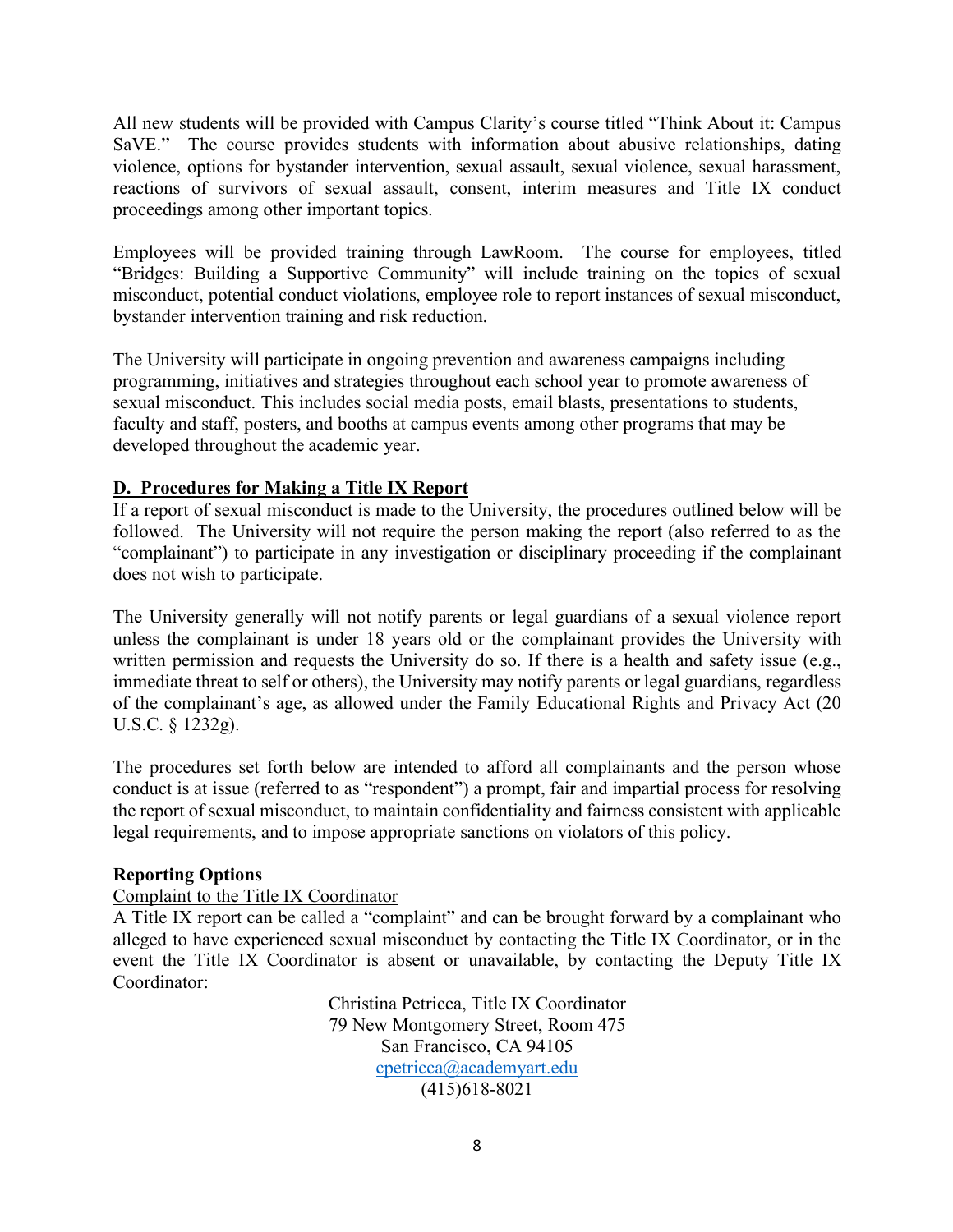All new students will be provided with Campus Clarity's course titled "Think About it: Campus SaVE." The course provides students with information about abusive relationships, dating violence, options for bystander intervention, sexual assault, sexual violence, sexual harassment, reactions of survivors of sexual assault, consent, interim measures and Title IX conduct proceedings among other important topics.

Employees will be provided training through LawRoom. The course for employees, titled "Bridges: Building a Supportive Community" will include training on the topics of sexual misconduct, potential conduct violations, employee role to report instances of sexual misconduct, bystander intervention training and risk reduction.

The University will participate in ongoing prevention and awareness campaigns including programming, initiatives and strategies throughout each school year to promote awareness of sexual misconduct. This includes social media posts, email blasts, presentations to students, faculty and staff, posters, and booths at campus events among other programs that may be developed throughout the academic year.

## D. Procedures for Making a Title IX Report

If a report of sexual misconduct is made to the University, the procedures outlined below will be followed. The University will not require the person making the report (also referred to as the "complainant") to participate in any investigation or disciplinary proceeding if the complainant does not wish to participate.

The University generally will not notify parents or legal guardians of a sexual violence report unless the complainant is under 18 years old or the complainant provides the University with written permission and requests the University do so. If there is a health and safety issue (e.g., immediate threat to self or others), the University may notify parents or legal guardians, regardless of the complainant's age, as allowed under the Family Educational Rights and Privacy Act (20 U.S.C. § 1232g).

The procedures set forth below are intended to afford all complainants and the person whose conduct is at issue (referred to as "respondent") a prompt, fair and impartial process for resolving the report of sexual misconduct, to maintain confidentiality and fairness consistent with applicable legal requirements, and to impose appropriate sanctions on violators of this policy.

**Reporting Options**

Complaint to the Title IX Coordinator

A Title IX report can be called a "complaint" and can be brought forward by a complainant who alleged to have experienced sexual misconduct by contacting the Title IX Coordinator, or in the event the Title IX Coordinator is absent or unavailable, by contacting the Deputy Title IX Coordinator:

Christina Petricca, Title IX Coordinator
79 New Montgomery Street, Room 475
San Francisco, CA 94105
cpetricca@academyart.edu
(415)618-8021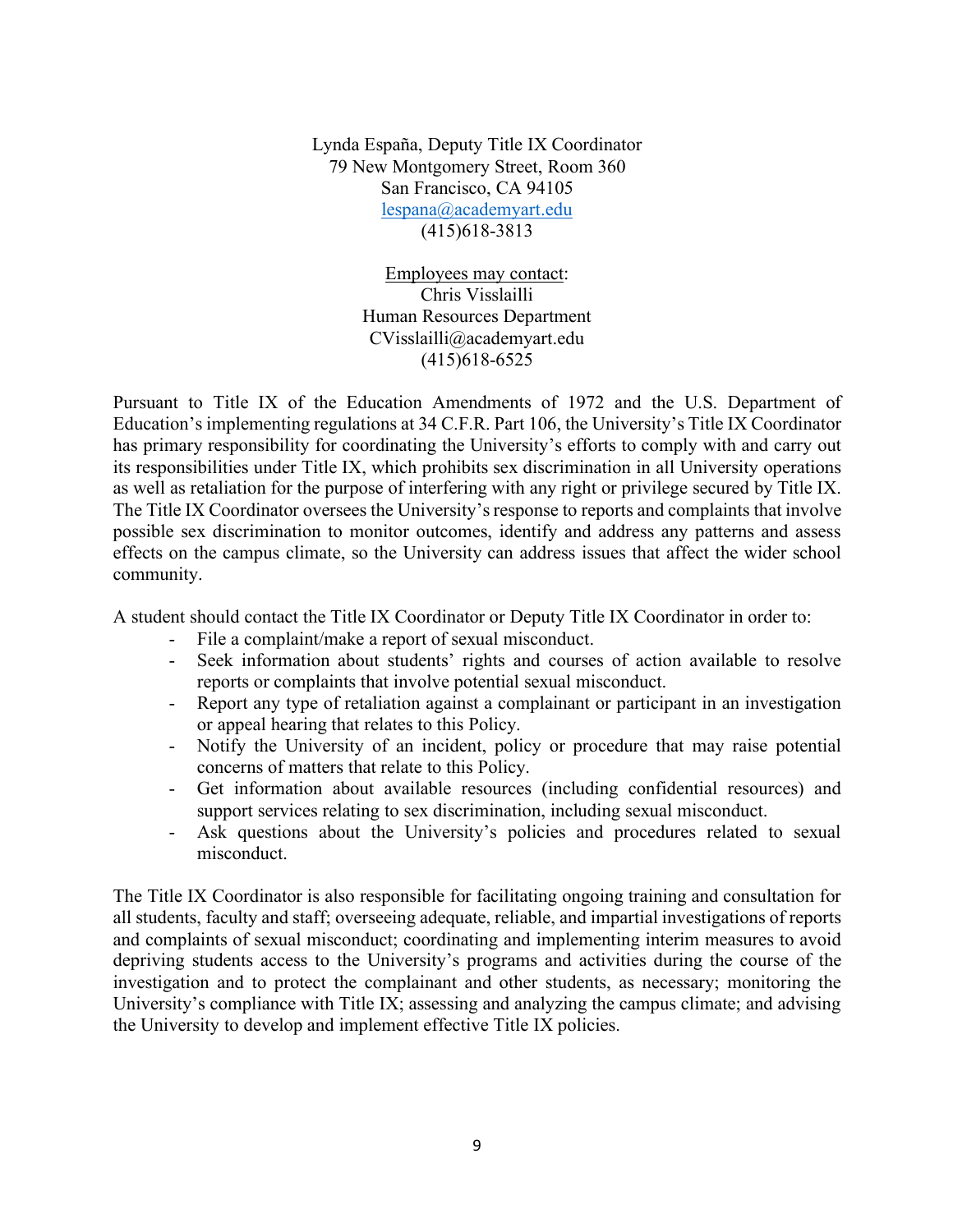Lynda España, Deputy Title IX Coordinator
79 New Montgomery Street, Room 360
San Francisco, CA 94105
lespana@academyart.edu
(415)618-3813

Employees may contact:
Chris Visslailli
Human Resources Department
CVisslailli@academyart.edu
(415)618-6525

Pursuant to Title IX of the Education Amendments of 1972 and the U.S. Department of Education's implementing regulations at 34 C.F.R. Part 106, the University's Title IX Coordinator has primary responsibility for coordinating the University's efforts to comply with and carry out its responsibilities under Title IX, which prohibits sex discrimination in all University operations as well as retaliation for the purpose of interfering with any right or privilege secured by Title IX. The Title IX Coordinator oversees the University's response to reports and complaints that involve possible sex discrimination to monitor outcomes, identify and address any patterns and assess effects on the campus climate, so the University can address issues that affect the wider school community.

A student should contact the Title IX Coordinator or Deputy Title IX Coordinator in order to:

- File a complaint/make a report of sexual misconduct.
- Seek information about students' rights and courses of action available to resolve reports or complaints that involve potential sexual misconduct.
- Report any type of retaliation against a complainant or participant in an investigation or appeal hearing that relates to this Policy.
- Notify the University of an incident, policy or procedure that may raise potential concerns of matters that relate to this Policy.
- Get information about available resources (including confidential resources) and support services relating to sex discrimination, including sexual misconduct.
- Ask questions about the University's policies and procedures related to sexual misconduct.

The Title IX Coordinator is also responsible for facilitating ongoing training and consultation for all students, faculty and staff; overseeing adequate, reliable, and impartial investigations of reports and complaints of sexual misconduct; coordinating and implementing interim measures to avoid depriving students access to the University's programs and activities during the course of the investigation and to protect the complainant and other students, as necessary; monitoring the University's compliance with Title IX; assessing and analyzing the campus climate; and advising the University to develop and implement effective Title IX policies.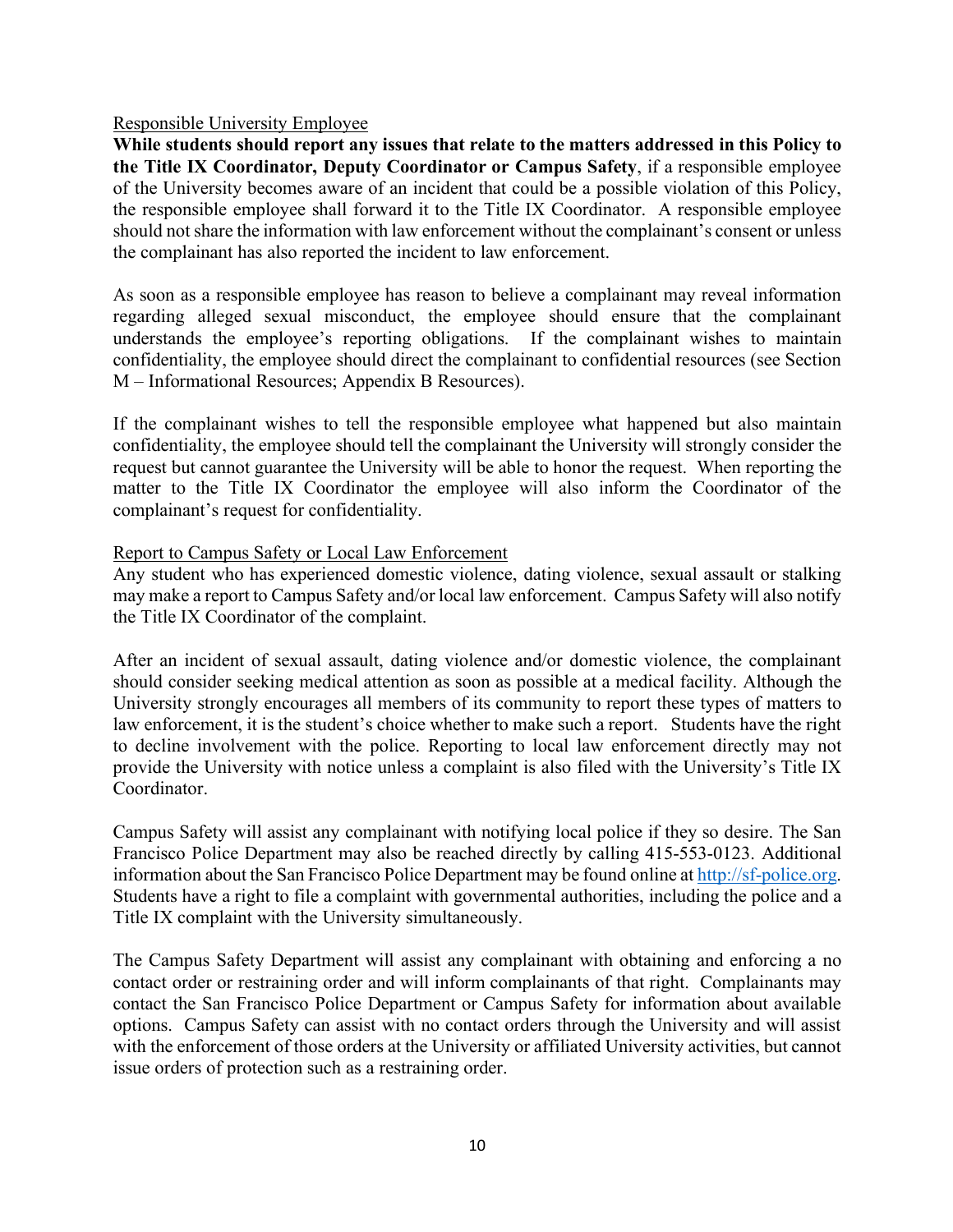Responsible University Employee

**While students should report any issues that relate to the matters addressed in this Policy to the Title IX Coordinator, Deputy Coordinator or Campus Safety**, if a responsible employee of the University becomes aware of an incident that could be a possible violation of this Policy, the responsible employee shall forward it to the Title IX Coordinator. A responsible employee should not share the information with law enforcement without the complainant's consent or unless the complainant has also reported the incident to law enforcement.

As soon as a responsible employee has reason to believe a complainant may reveal information regarding alleged sexual misconduct, the employee should ensure that the complainant understands the employee's reporting obligations. If the complainant wishes to maintain confidentiality, the employee should direct the complainant to confidential resources (see Section M – Informational Resources; Appendix B Resources).

If the complainant wishes to tell the responsible employee what happened but also maintain confidentiality, the employee should tell the complainant the University will strongly consider the request but cannot guarantee the University will be able to honor the request. When reporting the matter to the Title IX Coordinator the employee will also inform the Coordinator of the complainant's request for confidentiality.

Report to Campus Safety or Local Law Enforcement

Any student who has experienced domestic violence, dating violence, sexual assault or stalking may make a report to Campus Safety and/or local law enforcement. Campus Safety will also notify the Title IX Coordinator of the complaint.

After an incident of sexual assault, dating violence and/or domestic violence, the complainant should consider seeking medical attention as soon as possible at a medical facility. Although the University strongly encourages all members of its community to report these types of matters to law enforcement, it is the student's choice whether to make such a report. Students have the right to decline involvement with the police. Reporting to local law enforcement directly may not provide the University with notice unless a complaint is also filed with the University's Title IX Coordinator.

Campus Safety will assist any complainant with notifying local police if they so desire. The San Francisco Police Department may also be reached directly by calling 415-553-0123. Additional information about the San Francisco Police Department may be found online at http://sf-police.org. Students have a right to file a complaint with governmental authorities, including the police and a Title IX complaint with the University simultaneously.

The Campus Safety Department will assist any complainant with obtaining and enforcing a no contact order or restraining order and will inform complainants of that right. Complainants may contact the San Francisco Police Department or Campus Safety for information about available options. Campus Safety can assist with no contact orders through the University and will assist with the enforcement of those orders at the University or affiliated University activities, but cannot issue orders of protection such as a restraining order.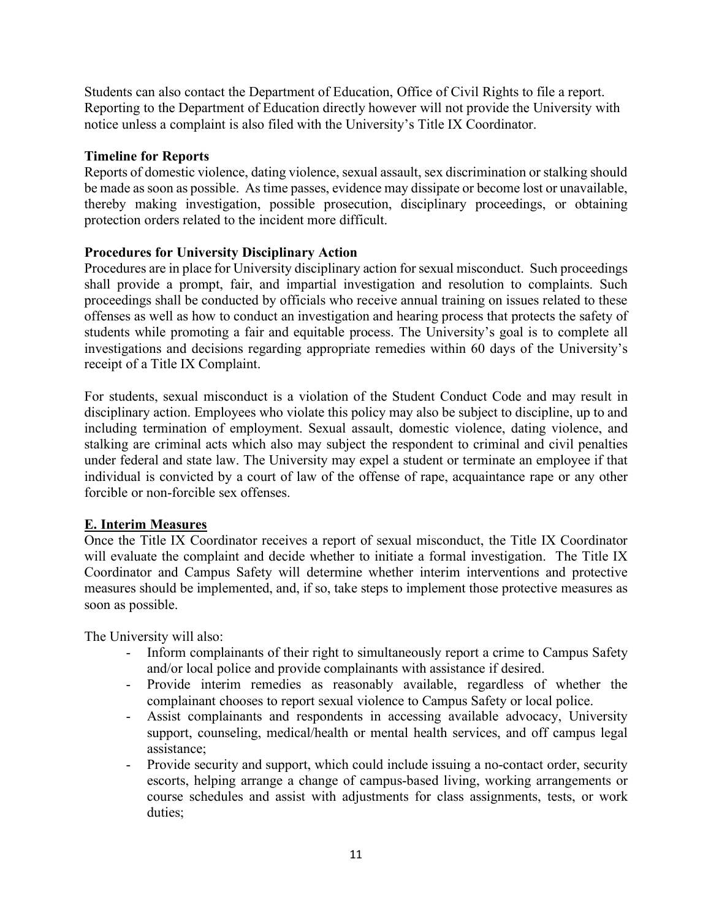Students can also contact the Department of Education, Office of Civil Rights to file a report. Reporting to the Department of Education directly however will not provide the University with notice unless a complaint is also filed with the University's Title IX Coordinator.

**Timeline for Reports**

Reports of domestic violence, dating violence, sexual assault, sex discrimination or stalking should be made as soon as possible. As time passes, evidence may dissipate or become lost or unavailable, thereby making investigation, possible prosecution, disciplinary proceedings, or obtaining protection orders related to the incident more difficult.

**Procedures for University Disciplinary Action**

Procedures are in place for University disciplinary action for sexual misconduct. Such proceedings shall provide a prompt, fair, and impartial investigation and resolution to complaints. Such proceedings shall be conducted by officials who receive annual training on issues related to these offenses as well as how to conduct an investigation and hearing process that protects the safety of students while promoting a fair and equitable process. The University's goal is to complete all investigations and decisions regarding appropriate remedies within 60 days of the University's receipt of a Title IX Complaint.

For students, sexual misconduct is a violation of the Student Conduct Code and may result in disciplinary action. Employees who violate this policy may also be subject to discipline, up to and including termination of employment. Sexual assault, domestic violence, dating violence, and stalking are criminal acts which also may subject the respondent to criminal and civil penalties under federal and state law. The University may expel a student or terminate an employee if that individual is convicted by a court of law of the offense of rape, acquaintance rape or any other forcible or non-forcible sex offenses.

**E. Interim Measures**

Once the Title IX Coordinator receives a report of sexual misconduct, the Title IX Coordinator will evaluate the complaint and decide whether to initiate a formal investigation. The Title IX Coordinator and Campus Safety will determine whether interim interventions and protective measures should be implemented, and, if so, take steps to implement those protective measures as soon as possible.

The University will also:

- Inform complainants of their right to simultaneously report a crime to Campus Safety and/or local police and provide complainants with assistance if desired.
- Provide interim remedies as reasonably available, regardless of whether the complainant chooses to report sexual violence to Campus Safety or local police.
- Assist complainants and respondents in accessing available advocacy, University support, counseling, medical/health or mental health services, and off campus legal assistance;
- Provide security and support, which could include issuing a no-contact order, security escorts, helping arrange a change of campus-based living, working arrangements or course schedules and assist with adjustments for class assignments, tests, or work duties;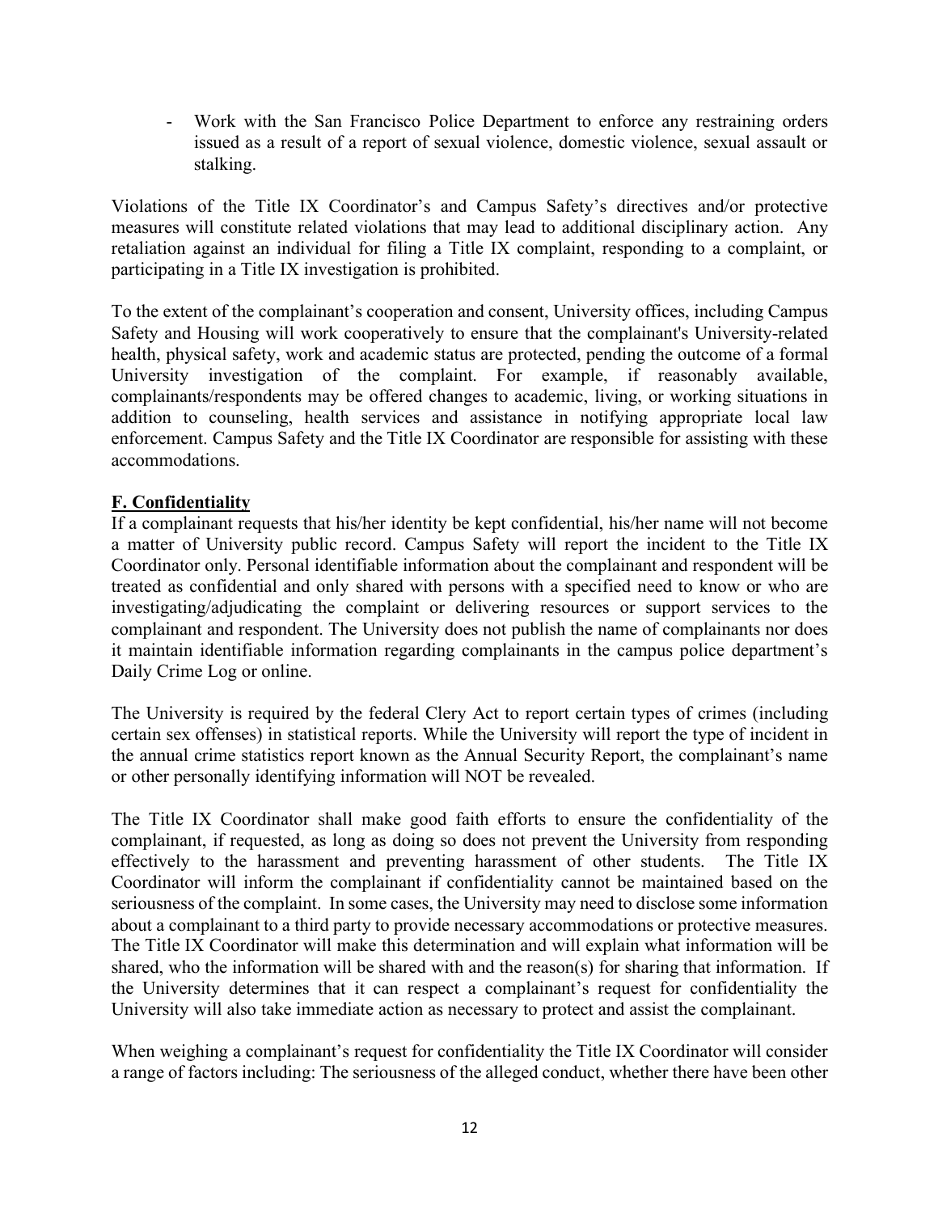- Work with the San Francisco Police Department to enforce any restraining orders issued as a result of a report of sexual violence, domestic violence, sexual assault or stalking.

Violations of the Title IX Coordinator's and Campus Safety's directives and/or protective measures will constitute related violations that may lead to additional disciplinary action. Any retaliation against an individual for filing a Title IX complaint, responding to a complaint, or participating in a Title IX investigation is prohibited.

To the extent of the complainant's cooperation and consent, University offices, including Campus Safety and Housing will work cooperatively to ensure that the complainant's University-related health, physical safety, work and academic status are protected, pending the outcome of a formal University investigation of the complaint. For example, if reasonably available, complainants/respondents may be offered changes to academic, living, or working situations in addition to counseling, health services and assistance in notifying appropriate local law enforcement. Campus Safety and the Title IX Coordinator are responsible for assisting with these accommodations.

**F. Confidentiality**

If a complainant requests that his/her identity be kept confidential, his/her name will not become a matter of University public record. Campus Safety will report the incident to the Title IX Coordinator only. Personal identifiable information about the complainant and respondent will be treated as confidential and only shared with persons with a specified need to know or who are investigating/adjudicating the complaint or delivering resources or support services to the complainant and respondent. The University does not publish the name of complainants nor does it maintain identifiable information regarding complainants in the campus police department's Daily Crime Log or online.

The University is required by the federal Clery Act to report certain types of crimes (including certain sex offenses) in statistical reports. While the University will report the type of incident in the annual crime statistics report known as the Annual Security Report, the complainant's name or other personally identifying information will NOT be revealed.

The Title IX Coordinator shall make good faith efforts to ensure the confidentiality of the complainant, if requested, as long as doing so does not prevent the University from responding effectively to the harassment and preventing harassment of other students. The Title IX Coordinator will inform the complainant if confidentiality cannot be maintained based on the seriousness of the complaint. In some cases, the University may need to disclose some information about a complainant to a third party to provide necessary accommodations or protective measures. The Title IX Coordinator will make this determination and will explain what information will be shared, who the information will be shared with and the reason(s) for sharing that information. If the University determines that it can respect a complainant's request for confidentiality the University will also take immediate action as necessary to protect and assist the complainant.

When weighing a complainant's request for confidentiality the Title IX Coordinator will consider a range of factors including: The seriousness of the alleged conduct, whether there have been other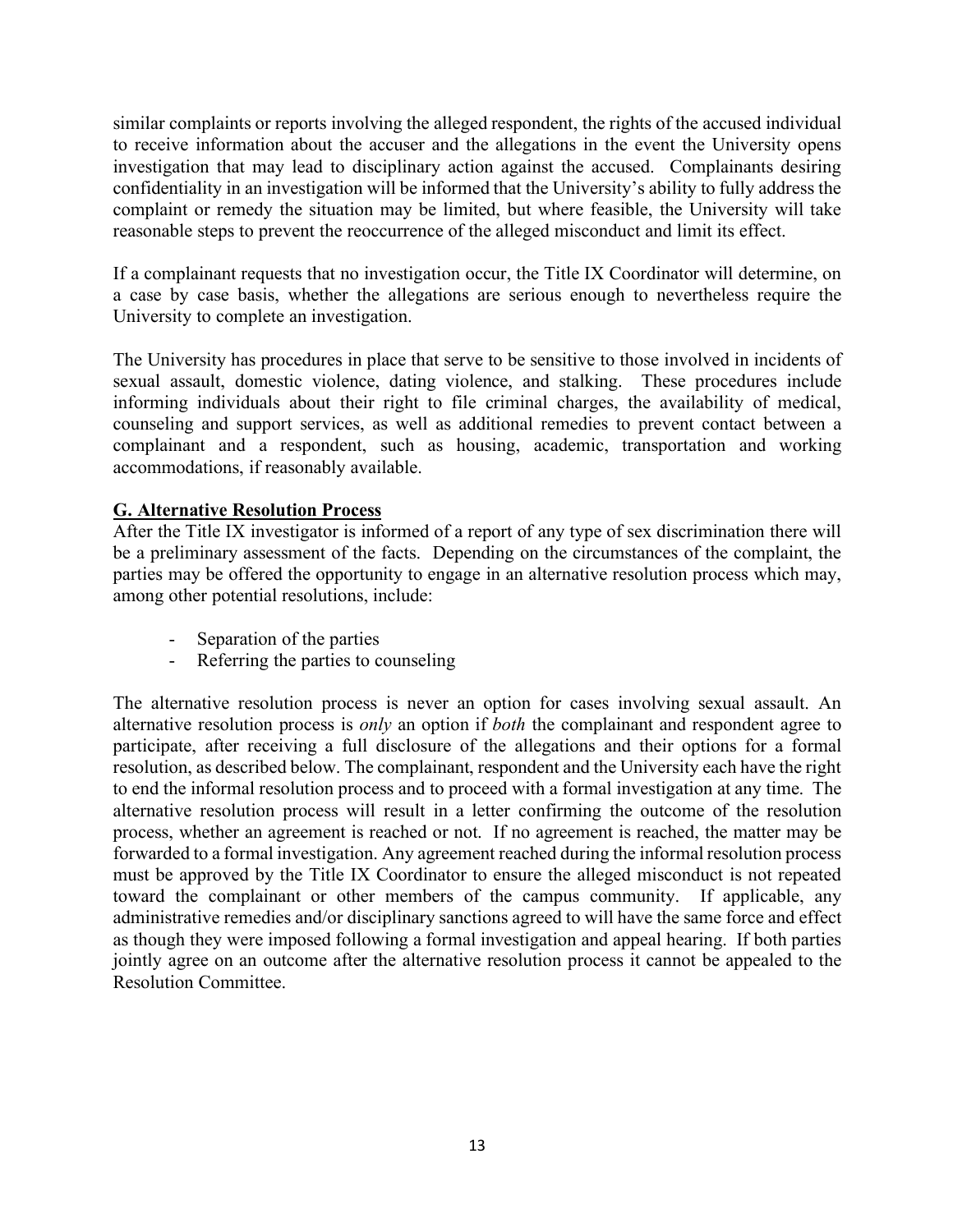similar complaints or reports involving the alleged respondent, the rights of the accused individual to receive information about the accuser and the allegations in the event the University opens investigation that may lead to disciplinary action against the accused. Complainants desiring confidentiality in an investigation will be informed that the University's ability to fully address the complaint or remedy the situation may be limited, but where feasible, the University will take reasonable steps to prevent the reoccurrence of the alleged misconduct and limit its effect.

If a complainant requests that no investigation occur, the Title IX Coordinator will determine, on a case by case basis, whether the allegations are serious enough to nevertheless require the University to complete an investigation.

The University has procedures in place that serve to be sensitive to those involved in incidents of sexual assault, domestic violence, dating violence, and stalking. These procedures include informing individuals about their right to file criminal charges, the availability of medical, counseling and support services, as well as additional remedies to prevent contact between a complainant and a respondent, such as housing, academic, transportation and working accommodations, if reasonably available.

**G. Alternative Resolution Process**

After the Title IX investigator is informed of a report of any type of sex discrimination there will be a preliminary assessment of the facts. Depending on the circumstances of the complaint, the parties may be offered the opportunity to engage in an alternative resolution process which may, among other potential resolutions, include:

- Separation of the parties
- Referring the parties to counseling

The alternative resolution process is never an option for cases involving sexual assault. An alternative resolution process is *only* an option if *both* the complainant and respondent agree to participate, after receiving a full disclosure of the allegations and their options for a formal resolution, as described below. The complainant, respondent and the University each have the right to end the informal resolution process and to proceed with a formal investigation at any time. The alternative resolution process will result in a letter confirming the outcome of the resolution process, whether an agreement is reached or not. If no agreement is reached, the matter may be forwarded to a formal investigation. Any agreement reached during the informal resolution process must be approved by the Title IX Coordinator to ensure the alleged misconduct is not repeated toward the complainant or other members of the campus community. If applicable, any administrative remedies and/or disciplinary sanctions agreed to will have the same force and effect as though they were imposed following a formal investigation and appeal hearing. If both parties jointly agree on an outcome after the alternative resolution process it cannot be appealed to the Resolution Committee.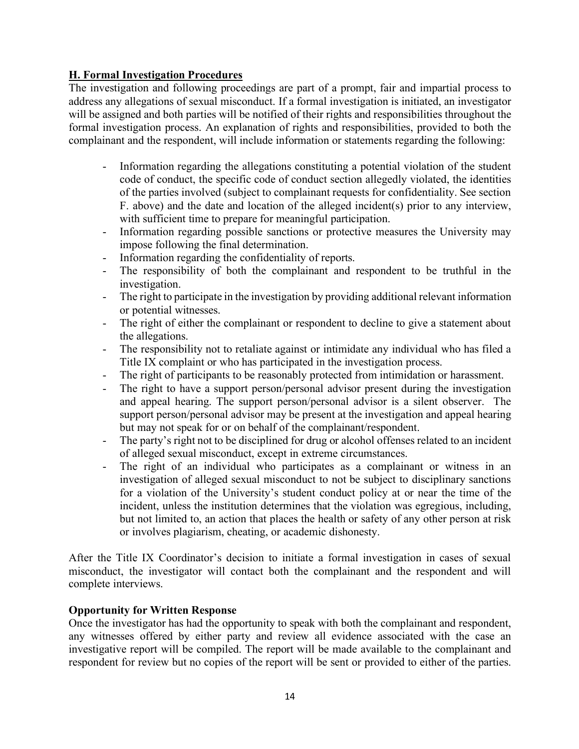**H. Formal Investigation Procedures**

The investigation and following proceedings are part of a prompt, fair and impartial process to address any allegations of sexual misconduct. If a formal investigation is initiated, an investigator will be assigned and both parties will be notified of their rights and responsibilities throughout the formal investigation process. An explanation of rights and responsibilities, provided to both the complainant and the respondent, will include information or statements regarding the following:

- Information regarding the allegations constituting a potential violation of the student code of conduct, the specific code of conduct section allegedly violated, the identities of the parties involved (subject to complainant requests for confidentiality. See section F. above) and the date and location of the alleged incident(s) prior to any interview, with sufficient time to prepare for meaningful participation.
- Information regarding possible sanctions or protective measures the University may impose following the final determination.
- Information regarding the confidentiality of reports.
- The responsibility of both the complainant and respondent to be truthful in the investigation.
- The right to participate in the investigation by providing additional relevant information or potential witnesses.
- The right of either the complainant or respondent to decline to give a statement about the allegations.
- The responsibility not to retaliate against or intimidate any individual who has filed a Title IX complaint or who has participated in the investigation process.
- The right of participants to be reasonably protected from intimidation or harassment.
- The right to have a support person/personal advisor present during the investigation and appeal hearing. The support person/personal advisor is a silent observer. The support person/personal advisor may be present at the investigation and appeal hearing but may not speak for or on behalf of the complainant/respondent.
- The party's right not to be disciplined for drug or alcohol offenses related to an incident of alleged sexual misconduct, except in extreme circumstances.
- The right of an individual who participates as a complainant or witness in an investigation of alleged sexual misconduct to not be subject to disciplinary sanctions for a violation of the University's student conduct policy at or near the time of the incident, unless the institution determines that the violation was egregious, including, but not limited to, an action that places the health or safety of any other person at risk or involves plagiarism, cheating, or academic dishonesty.

After the Title IX Coordinator's decision to initiate a formal investigation in cases of sexual misconduct, the investigator will contact both the complainant and the respondent and will complete interviews.

**Opportunity for Written Response**

Once the investigator has had the opportunity to speak with both the complainant and respondent, any witnesses offered by either party and review all evidence associated with the case an investigative report will be compiled. The report will be made available to the complainant and respondent for review but no copies of the report will be sent or provided to either of the parties.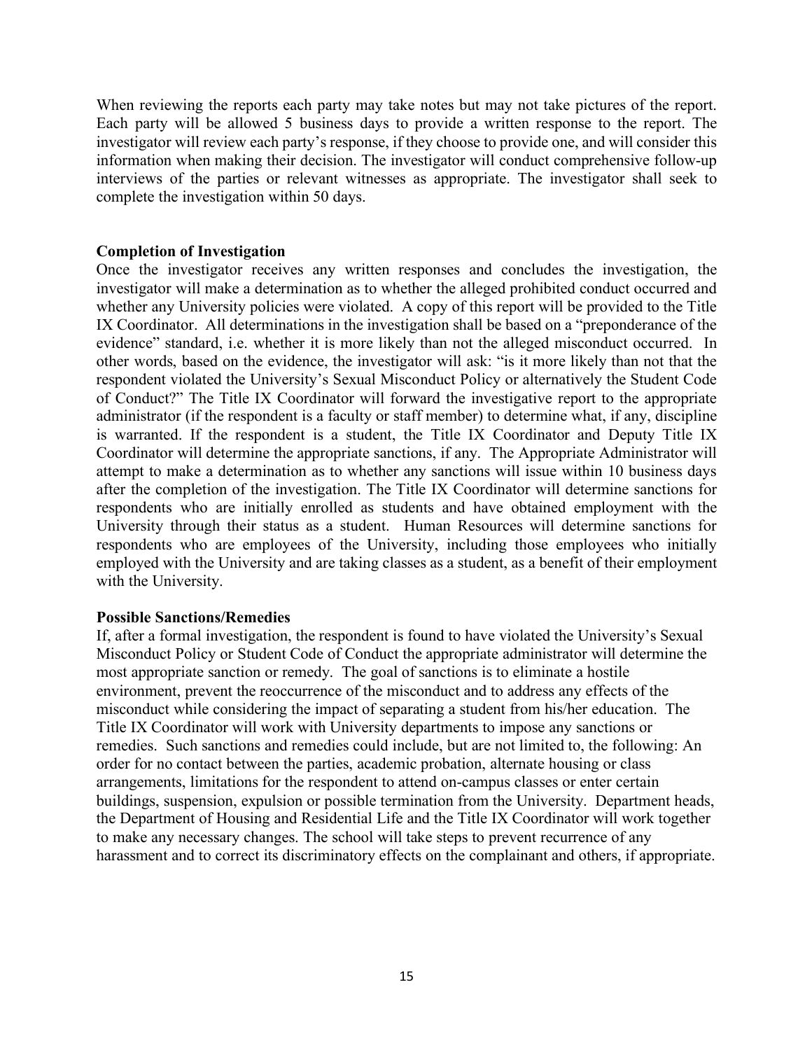When reviewing the reports each party may take notes but may not take pictures of the report. Each party will be allowed 5 business days to provide a written response to the report. The investigator will review each party's response, if they choose to provide one, and will consider this information when making their decision. The investigator will conduct comprehensive follow-up interviews of the parties or relevant witnesses as appropriate. The investigator shall seek to complete the investigation within 50 days.

**Completion of Investigation**

Once the investigator receives any written responses and concludes the investigation, the investigator will make a determination as to whether the alleged prohibited conduct occurred and whether any University policies were violated. A copy of this report will be provided to the Title IX Coordinator. All determinations in the investigation shall be based on a "preponderance of the evidence" standard, i.e. whether it is more likely than not the alleged misconduct occurred. In other words, based on the evidence, the investigator will ask: "is it more likely than not that the respondent violated the University's Sexual Misconduct Policy or alternatively the Student Code of Conduct?" The Title IX Coordinator will forward the investigative report to the appropriate administrator (if the respondent is a faculty or staff member) to determine what, if any, discipline is warranted. If the respondent is a student, the Title IX Coordinator and Deputy Title IX Coordinator will determine the appropriate sanctions, if any. The Appropriate Administrator will attempt to make a determination as to whether any sanctions will issue within 10 business days after the completion of the investigation. The Title IX Coordinator will determine sanctions for respondents who are initially enrolled as students and have obtained employment with the University through their status as a student. Human Resources will determine sanctions for respondents who are employees of the University, including those employees who initially employed with the University and are taking classes as a student, as a benefit of their employment with the University.

**Possible Sanctions/Remedies**

If, after a formal investigation, the respondent is found to have violated the University's Sexual Misconduct Policy or Student Code of Conduct the appropriate administrator will determine the most appropriate sanction or remedy. The goal of sanctions is to eliminate a hostile environment, prevent the reoccurrence of the misconduct and to address any effects of the misconduct while considering the impact of separating a student from his/her education. The Title IX Coordinator will work with University departments to impose any sanctions or remedies. Such sanctions and remedies could include, but are not limited to, the following: An order for no contact between the parties, academic probation, alternate housing or class arrangements, limitations for the respondent to attend on-campus classes or enter certain buildings, suspension, expulsion or possible termination from the University. Department heads, the Department of Housing and Residential Life and the Title IX Coordinator will work together to make any necessary changes. The school will take steps to prevent recurrence of any harassment and to correct its discriminatory effects on the complainant and others, if appropriate.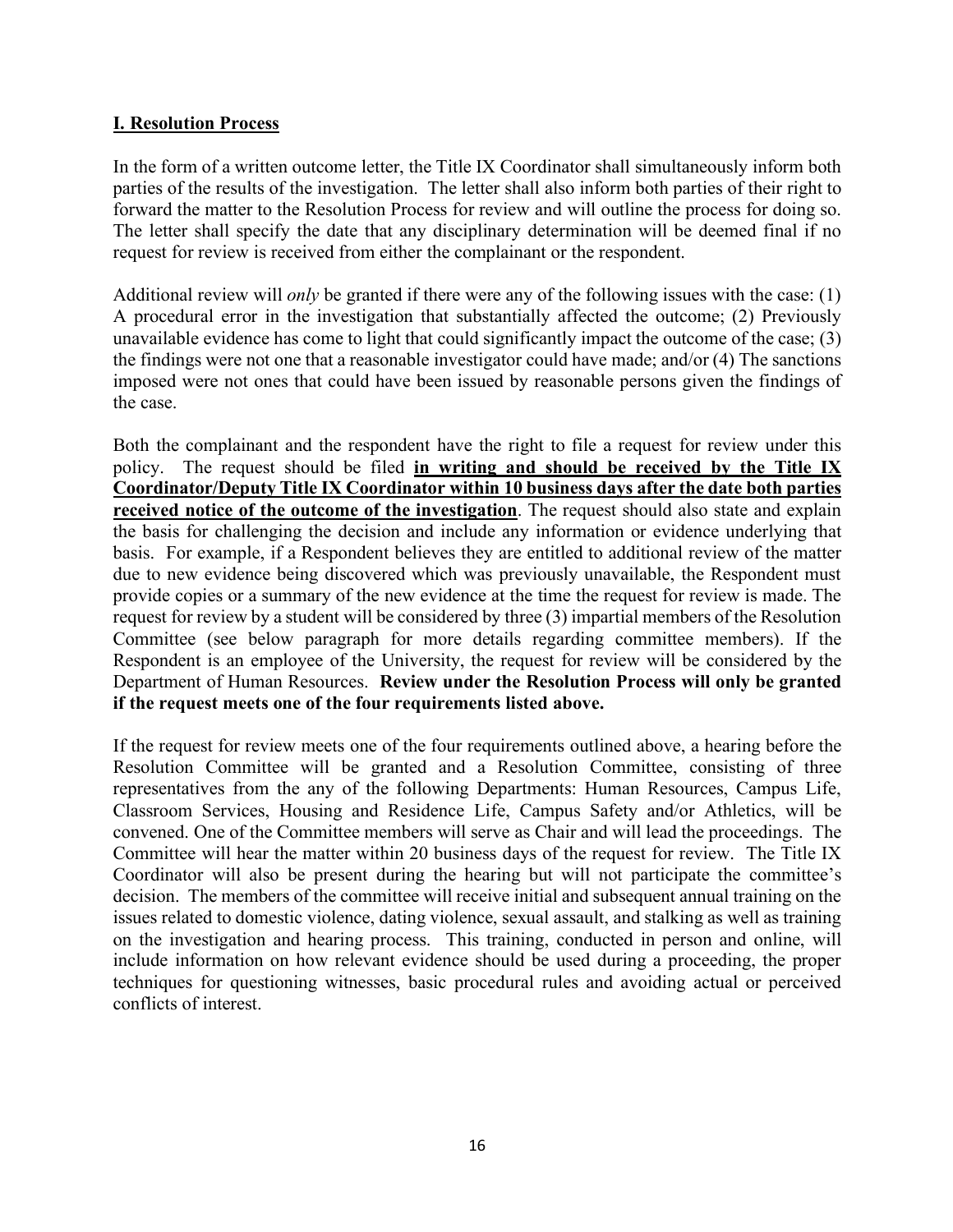## **I. Resolution Process**

In the form of a written outcome letter, the Title IX Coordinator shall simultaneously inform both parties of the results of the investigation. The letter shall also inform both parties of their right to forward the matter to the Resolution Process for review and will outline the process for doing so. The letter shall specify the date that any disciplinary determination will be deemed final if no request for review is received from either the complainant or the respondent.

Additional review will *only* be granted if there were any of the following issues with the case: (1) A procedural error in the investigation that substantially affected the outcome; (2) Previously unavailable evidence has come to light that could significantly impact the outcome of the case; (3) the findings were not one that a reasonable investigator could have made; and/or (4) The sanctions imposed were not ones that could have been issued by reasonable persons given the findings of the case.

Both the complainant and the respondent have the right to file a request for review under this policy. The request should be filed **<u>in writing and should be received by the Title IX Coordinator/Deputy Title IX Coordinator within 10 business days after the date both parties received notice of the outcome of the investigation</u>**. The request should also state and explain the basis for challenging the decision and include any information or evidence underlying that basis. For example, if a Respondent believes they are entitled to additional review of the matter due to new evidence being discovered which was previously unavailable, the Respondent must provide copies or a summary of the new evidence at the time the request for review is made. The request for review by a student will be considered by three (3) impartial members of the Resolution Committee (see below paragraph for more details regarding committee members). If the Respondent is an employee of the University, the request for review will be considered by the Department of Human Resources. **Review under the Resolution Process will only be granted if the request meets one of the four requirements listed above.**

If the request for review meets one of the four requirements outlined above, a hearing before the Resolution Committee will be granted and a Resolution Committee, consisting of three representatives from the any of the following Departments: Human Resources, Campus Life, Classroom Services, Housing and Residence Life, Campus Safety and/or Athletics, will be convened. One of the Committee members will serve as Chair and will lead the proceedings. The Committee will hear the matter within 20 business days of the request for review. The Title IX Coordinator will also be present during the hearing but will not participate the committee's decision. The members of the committee will receive initial and subsequent annual training on the issues related to domestic violence, dating violence, sexual assault, and stalking as well as training on the investigation and hearing process. This training, conducted in person and online, will include information on how relevant evidence should be used during a proceeding, the proper techniques for questioning witnesses, basic procedural rules and avoiding actual or perceived conflicts of interest.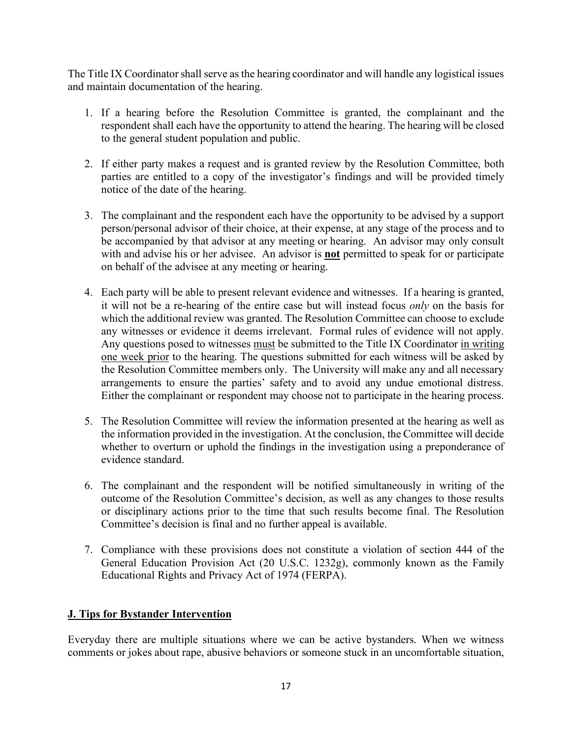The Title IX Coordinator shall serve as the hearing coordinator and will handle any logistical issues and maintain documentation of the hearing.

1. If a hearing before the Resolution Committee is granted, the complainant and the respondent shall each have the opportunity to attend the hearing. The hearing will be closed to the general student population and public.

2. If either party makes a request and is granted review by the Resolution Committee, both parties are entitled to a copy of the investigator's findings and will be provided timely notice of the date of the hearing.

3. The complainant and the respondent each have the opportunity to be advised by a support person/personal advisor of their choice, at their expense, at any stage of the process and to be accompanied by that advisor at any meeting or hearing. An advisor may only consult with and advise his or her advisee. An advisor is **not** permitted to speak for or participate on behalf of the advisee at any meeting or hearing.

4. Each party will be able to present relevant evidence and witnesses. If a hearing is granted, it will not be a re-hearing of the entire case but will instead focus *only* on the basis for which the additional review was granted. The Resolution Committee can choose to exclude any witnesses or evidence it deems irrelevant. Formal rules of evidence will not apply. Any questions posed to witnesses must be submitted to the Title IX Coordinator in writing one week prior to the hearing. The questions submitted for each witness will be asked by the Resolution Committee members only. The University will make any and all necessary arrangements to ensure the parties' safety and to avoid any undue emotional distress. Either the complainant or respondent may choose not to participate in the hearing process.

5. The Resolution Committee will review the information presented at the hearing as well as the information provided in the investigation. At the conclusion, the Committee will decide whether to overturn or uphold the findings in the investigation using a preponderance of evidence standard.

6. The complainant and the respondent will be notified simultaneously in writing of the outcome of the Resolution Committee's decision, as well as any changes to those results or disciplinary actions prior to the time that such results become final. The Resolution Committee's decision is final and no further appeal is available.

7. Compliance with these provisions does not constitute a violation of section 444 of the General Education Provision Act (20 U.S.C. 1232g), commonly known as the Family Educational Rights and Privacy Act of 1974 (FERPA).

## J. Tips for Bystander Intervention

Everyday there are multiple situations where we can be active bystanders. When we witness comments or jokes about rape, abusive behaviors or someone stuck in an uncomfortable situation,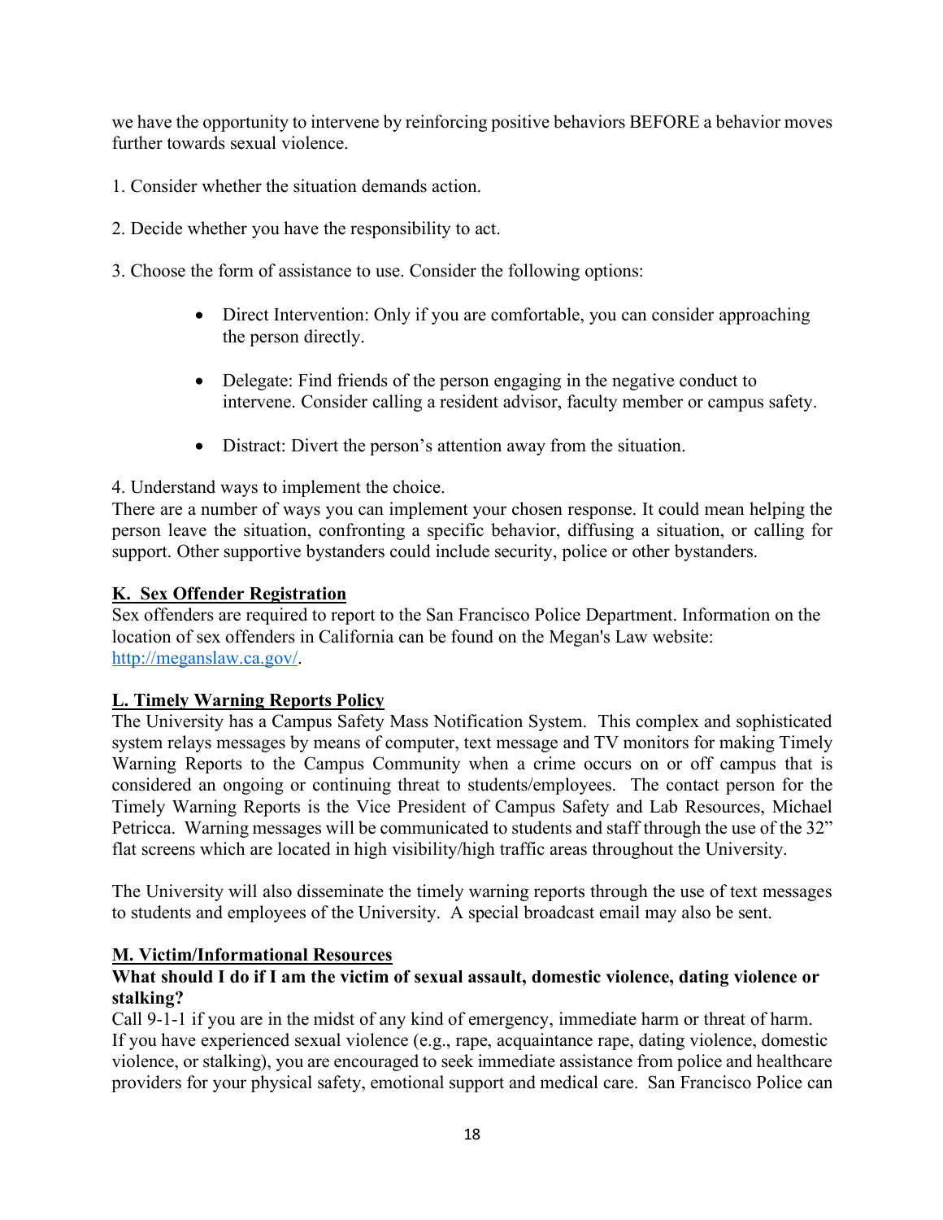we have the opportunity to intervene by reinforcing positive behaviors BEFORE a behavior moves further towards sexual violence.

1. Consider whether the situation demands action.

2. Decide whether you have the responsibility to act.

3. Choose the form of assistance to use. Consider the following options:

    - Direct Intervention: Only if you are comfortable, you can consider approaching the person directly.
    - Delegate: Find friends of the person engaging in the negative conduct to intervene. Consider calling a resident advisor, faculty member or campus safety.
    - Distract: Divert the person's attention away from the situation.

4. Understand ways to implement the choice.

There are a number of ways you can implement your chosen response. It could mean helping the person leave the situation, confronting a specific behavior, diffusing a situation, or calling for support. Other supportive bystanders could include security, police or other bystanders.

## K. Sex Offender Registration

Sex offenders are required to report to the San Francisco Police Department. Information on the location of sex offenders in California can be found on the Megan's Law website: [http://meganslaw.ca.gov/](http://meganslaw.ca.gov/).

## L. Timely Warning Reports Policy

The University has a Campus Safety Mass Notification System. This complex and sophisticated system relays messages by means of computer, text message and TV monitors for making Timely Warning Reports to the Campus Community when a crime occurs on or off campus that is considered an ongoing or continuing threat to students/employees. The contact person for the Timely Warning Reports is the Vice President of Campus Safety and Lab Resources, Michael Petricca. Warning messages will be communicated to students and staff through the use of the 32" flat screens which are located in high visibility/high traffic areas throughout the University.

The University will also disseminate the timely warning reports through the use of text messages to students and employees of the University. A special broadcast email may also be sent.

## M. Victim/Informational Resources

**What should I do if I am the victim of sexual assault, domestic violence, dating violence or stalking?**

Call 9-1-1 if you are in the midst of any kind of emergency, immediate harm or threat of harm. If you have experienced sexual violence (e.g., rape, acquaintance rape, dating violence, domestic violence, or stalking), you are encouraged to seek immediate assistance from police and healthcare providers for your physical safety, emotional support and medical care. San Francisco Police can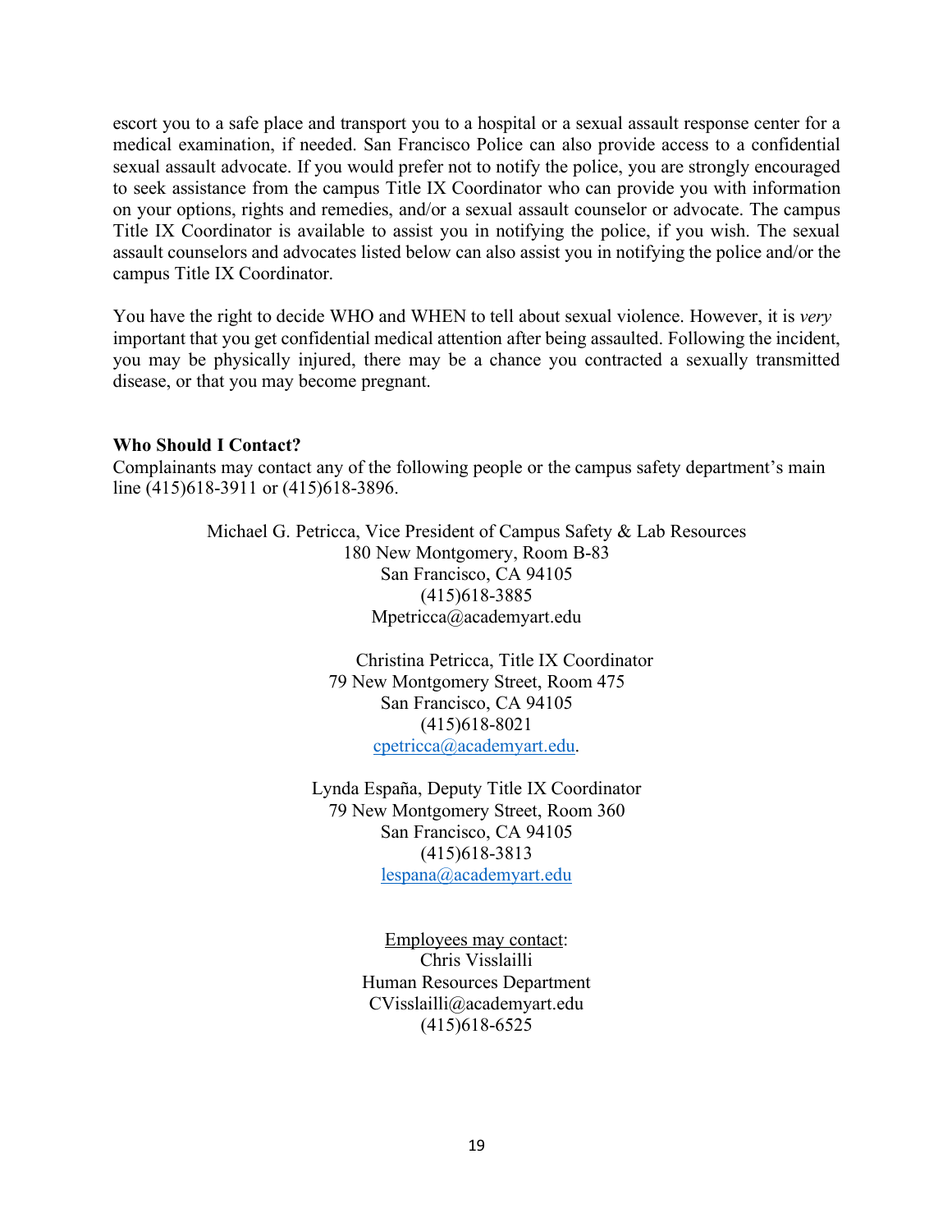escort you to a safe place and transport you to a hospital or a sexual assault response center for a medical examination, if needed. San Francisco Police can also provide access to a confidential sexual assault advocate. If you would prefer not to notify the police, you are strongly encouraged to seek assistance from the campus Title IX Coordinator who can provide you with information on your options, rights and remedies, and/or a sexual assault counselor or advocate. The campus Title IX Coordinator is available to assist you in notifying the police, if you wish. The sexual assault counselors and advocates listed below can also assist you in notifying the police and/or the campus Title IX Coordinator.

You have the right to decide WHO and WHEN to tell about sexual violence. However, it is *very* important that you get confidential medical attention after being assaulted. Following the incident, you may be physically injured, there may be a chance you contracted a sexually transmitted disease, or that you may become pregnant.

**Who Should I Contact?**
Complainants may contact any of the following people or the campus safety department's main line (415)618-3911 or (415)618-3896.

Michael G. Petricca, Vice President of Campus Safety & Lab Resources
180 New Montgomery, Room B-83
San Francisco, CA 94105
(415)618-3885
Mpetricca@academyart.edu

Christina Petricca, Title IX Coordinator
79 New Montgomery Street, Room 475
San Francisco, CA 94105
(415)618-8021
cpetricca@academyart.edu.

Lynda España, Deputy Title IX Coordinator
79 New Montgomery Street, Room 360
San Francisco, CA 94105
(415)618-3813
lespana@academyart.edu

Employees may contact:
Chris Visslailli
Human Resources Department
CVisslailli@academyart.edu
(415)618-6525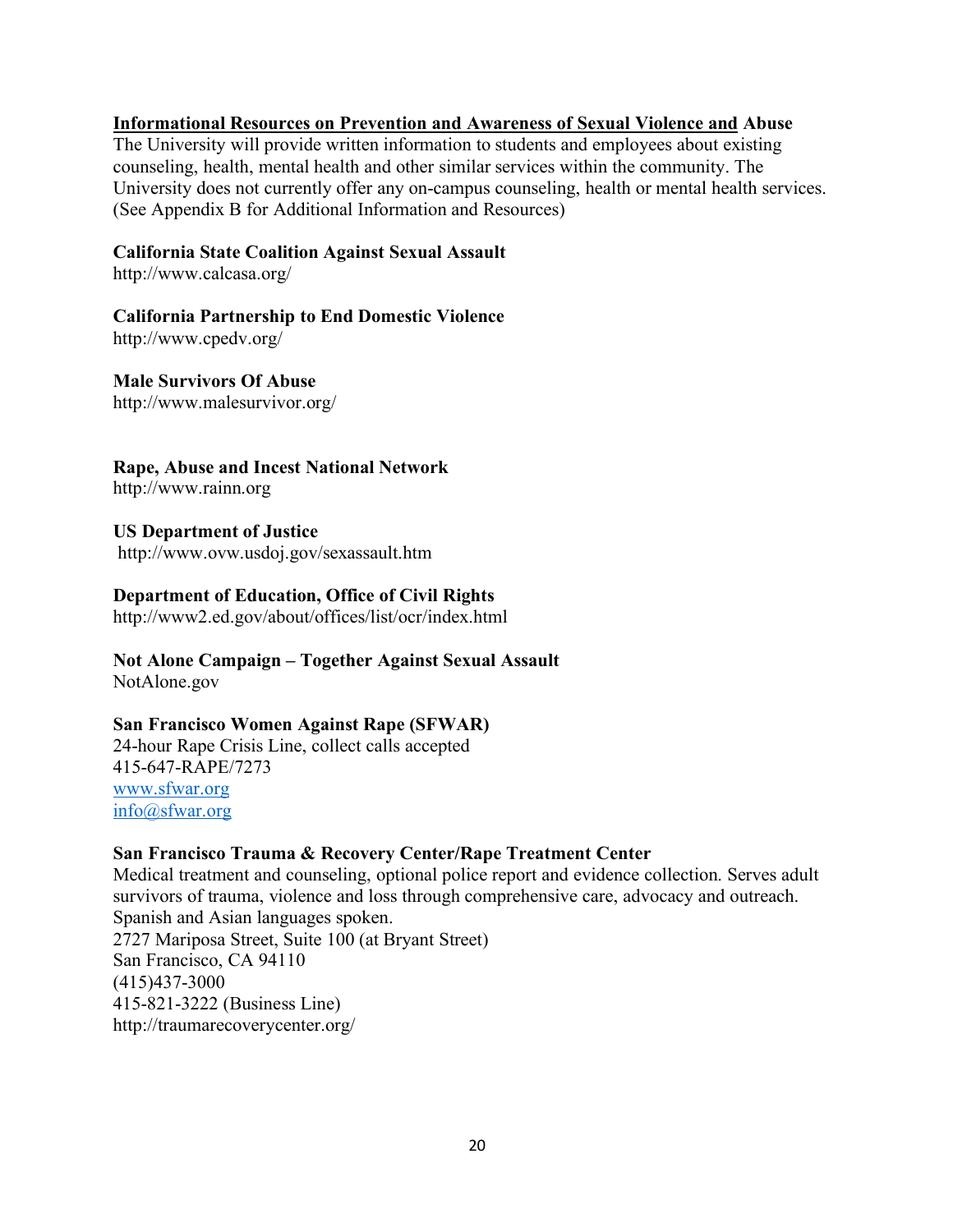**Informational Resources on Prevention and Awareness of Sexual Violence and Abuse**

The University will provide written information to students and employees about existing counseling, health, mental health and other similar services within the community. The University does not currently offer any on-campus counseling, health or mental health services. (See Appendix B for Additional Information and Resources)

**California State Coalition Against Sexual Assault**
http://www.calcasa.org/

**California Partnership to End Domestic Violence**
http://www.cpedv.org/

**Male Survivors Of Abuse**
http://www.malesurvivor.org/

**Rape, Abuse and Incest National Network**
http://www.rainn.org

**US Department of Justice**
http://www.ovw.usdoj.gov/sexassault.htm

**Department of Education, Office of Civil Rights**
http://www2.ed.gov/about/offices/list/ocr/index.html

**Not Alone Campaign – Together Against Sexual Assault**
NotAlone.gov

**San Francisco Women Against Rape (SFWAR)**
24-hour Rape Crisis Line, collect calls accepted
415-647-RAPE/7273
www.sfwar.org
info@sfwar.org

**San Francisco Trauma & Recovery Center/Rape Treatment Center**
Medical treatment and counseling, optional police report and evidence collection. Serves adult survivors of trauma, violence and loss through comprehensive care, advocacy and outreach. Spanish and Asian languages spoken.
2727 Mariposa Street, Suite 100 (at Bryant Street)
San Francisco, CA 94110
(415)437-3000
415-821-3222 (Business Line)
http://traumarecoverycenter.org/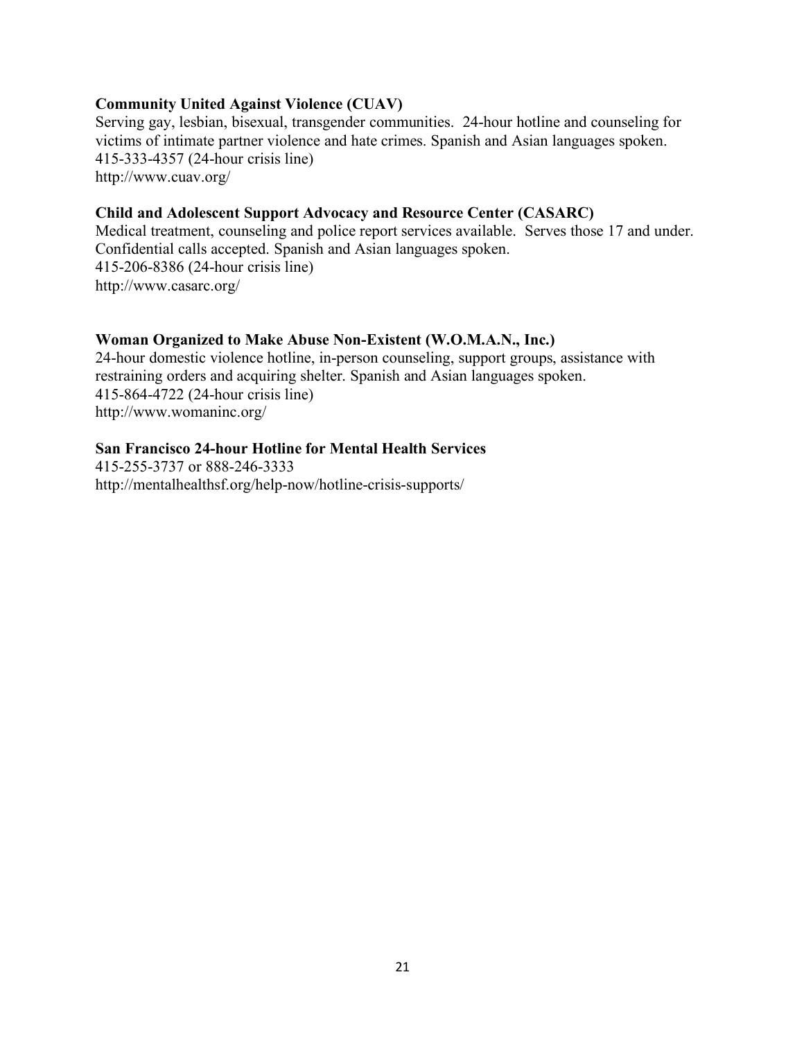**Community United Against Violence (CUAV)**
Serving gay, lesbian, bisexual, transgender communities. 24-hour hotline and counseling for victims of intimate partner violence and hate crimes. Spanish and Asian languages spoken.
415-333-4357 (24-hour crisis line)
http://www.cuav.org/

**Child and Adolescent Support Advocacy and Resource Center (CASARC)**
Medical treatment, counseling and police report services available. Serves those 17 and under. Confidential calls accepted. Spanish and Asian languages spoken.
415-206-8386 (24-hour crisis line)
http://www.casarc.org/

**Woman Organized to Make Abuse Non-Existent (W.O.M.A.N., Inc.)**
24-hour domestic violence hotline, in-person counseling, support groups, assistance with restraining orders and acquiring shelter. Spanish and Asian languages spoken.
415-864-4722 (24-hour crisis line)
http://www.womaninc.org/

**San Francisco 24-hour Hotline for Mental Health Services**
415-255-3737 or 888-246-3333
http://mentalhealthsf.org/help-now/hotline-crisis-supports/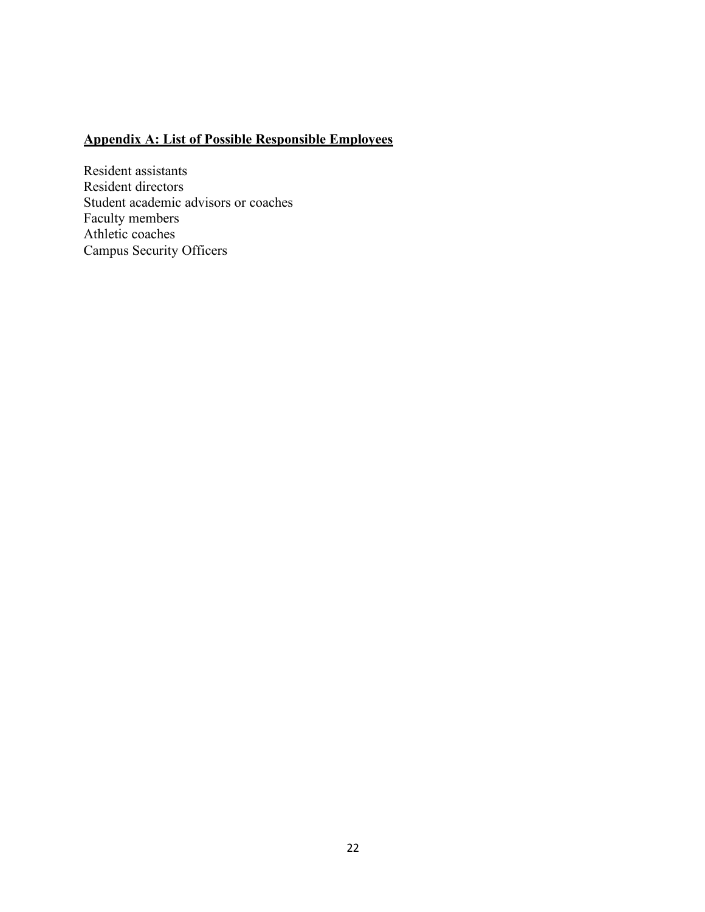## Appendix A: List of Possible Responsible Employees

Resident assistants
Resident directors
Student academic advisors or coaches
Faculty members
Athletic coaches
Campus Security Officers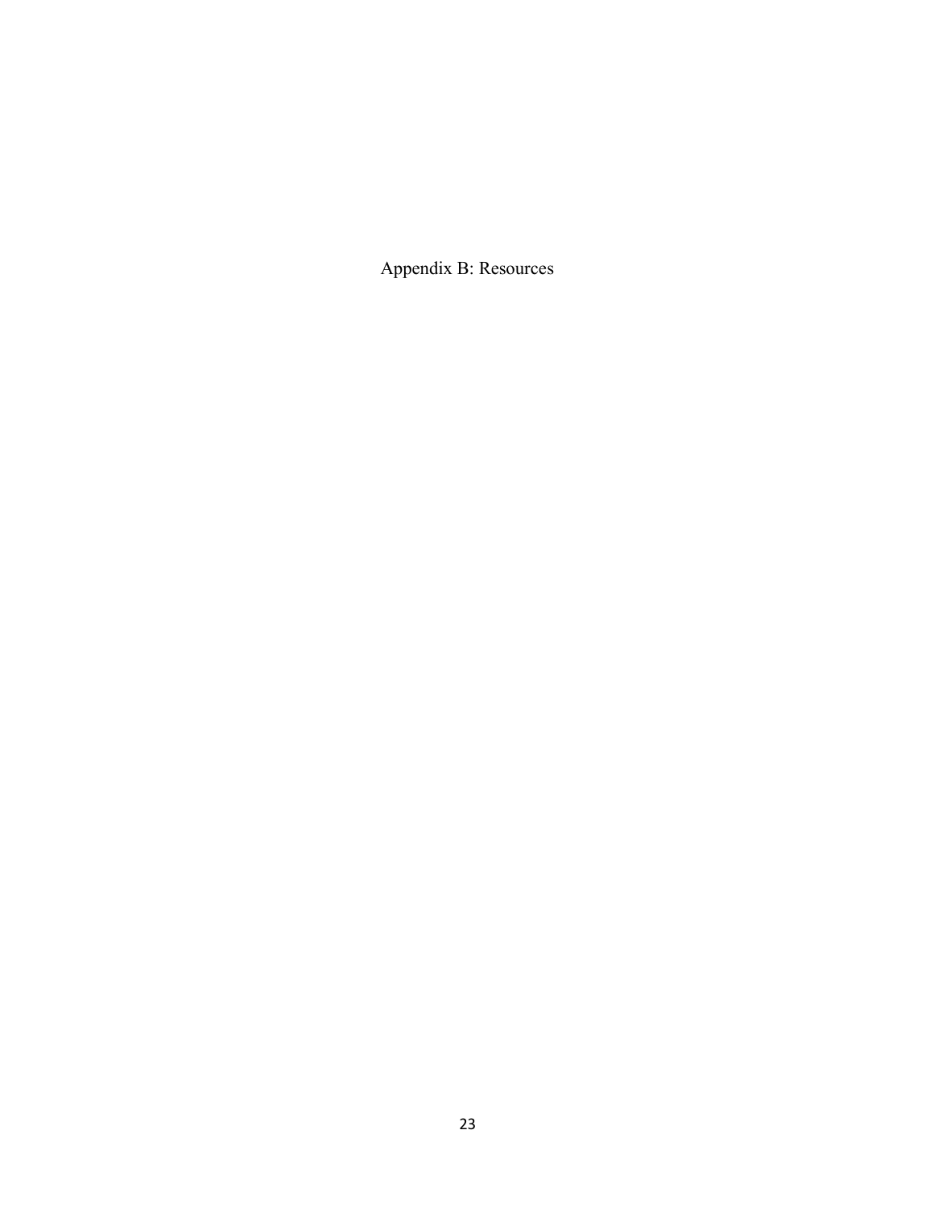# Appendix B: Resources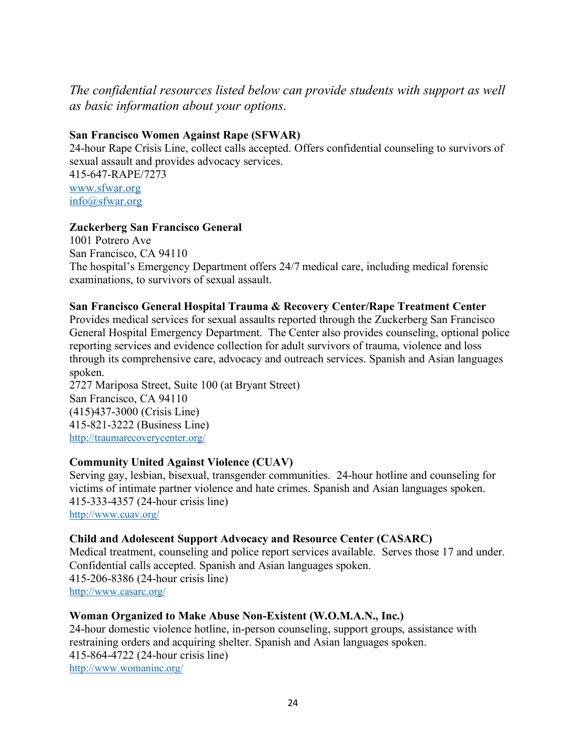*The confidential resources listed below can provide students with support as well as basic information about your options.*

**San Francisco Women Against Rape (SFWAR)**
24-hour Rape Crisis Line, collect calls accepted. Offers confidential counseling to survivors of sexual assault and provides advocacy services.
415-647-RAPE/7273
www.sfwar.org
info@sfwar.org

**Zuckerberg San Francisco General**
1001 Potrero Ave
San Francisco, CA 94110
The hospital's Emergency Department offers 24/7 medical care, including medical forensic examinations, to survivors of sexual assault.

**San Francisco General Hospital Trauma & Recovery Center/Rape Treatment Center**
Provides medical services for sexual assaults reported through the Zuckerberg San Francisco General Hospital Emergency Department. The Center also provides counseling, optional police reporting services and evidence collection for adult survivors of trauma, violence and loss through its comprehensive care, advocacy and outreach services. Spanish and Asian languages spoken.
2727 Mariposa Street, Suite 100 (at Bryant Street)
San Francisco, CA 94110
(415)437-3000 (Crisis Line)
415-821-3222 (Business Line)
http://traumarecoverycenter.org/

**Community United Against Violence (CUAV)**
Serving gay, lesbian, bisexual, transgender communities. 24-hour hotline and counseling for victims of intimate partner violence and hate crimes. Spanish and Asian languages spoken.
415-333-4357 (24-hour crisis line)
http://www.cuav.org/

**Child and Adolescent Support Advocacy and Resource Center (CASARC)**
Medical treatment, counseling and police report services available. Serves those 17 and under. Confidential calls accepted. Spanish and Asian languages spoken.
415-206-8386 (24-hour crisis line)
http://www.casarc.org/

**Woman Organized to Make Abuse Non-Existent (W.O.M.A.N., Inc.)**
24-hour domestic violence hotline, in-person counseling, support groups, assistance with restraining orders and acquiring shelter. Spanish and Asian languages spoken.
415-864-4722 (24-hour crisis line)
http://www.womaninc.org/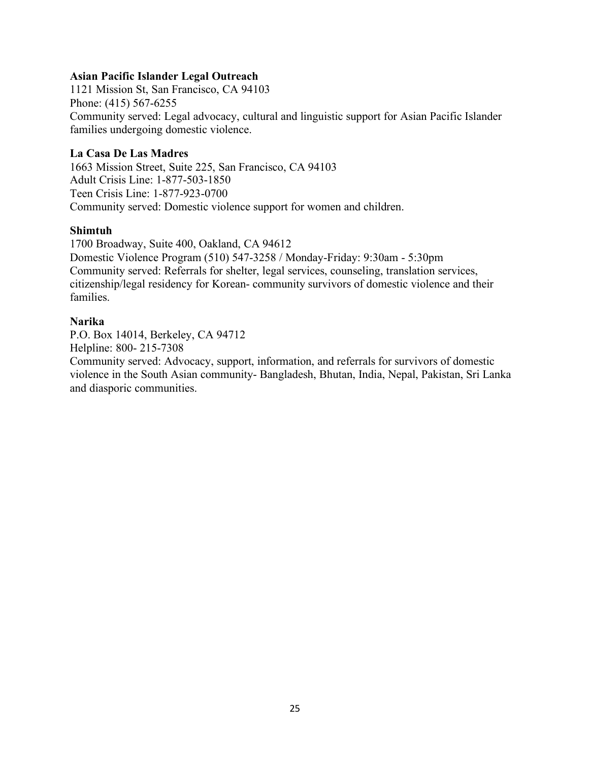**Asian Pacific Islander Legal Outreach**
1121 Mission St, San Francisco, CA 94103
Phone: (415) 567-6255
Community served: Legal advocacy, cultural and linguistic support for Asian Pacific Islander families undergoing domestic violence.

**La Casa De Las Madres**
1663 Mission Street, Suite 225, San Francisco, CA 94103
Adult Crisis Line: 1-877-503-1850
Teen Crisis Line: 1-877-923-0700
Community served: Domestic violence support for women and children.

**Shimtuh**
1700 Broadway, Suite 400, Oakland, CA 94612
Domestic Violence Program (510) 547-3258 / Monday-Friday: 9:30am - 5:30pm
Community served: Referrals for shelter, legal services, counseling, translation services, citizenship/legal residency for Korean- community survivors of domestic violence and their families.

**Narika**
P.O. Box 14014, Berkeley, CA 94712
Helpline: 800- 215-7308
Community served: Advocacy, support, information, and referrals for survivors of domestic violence in the South Asian community- Bangladesh, Bhutan, India, Nepal, Pakistan, Sri Lanka and diasporic communities.